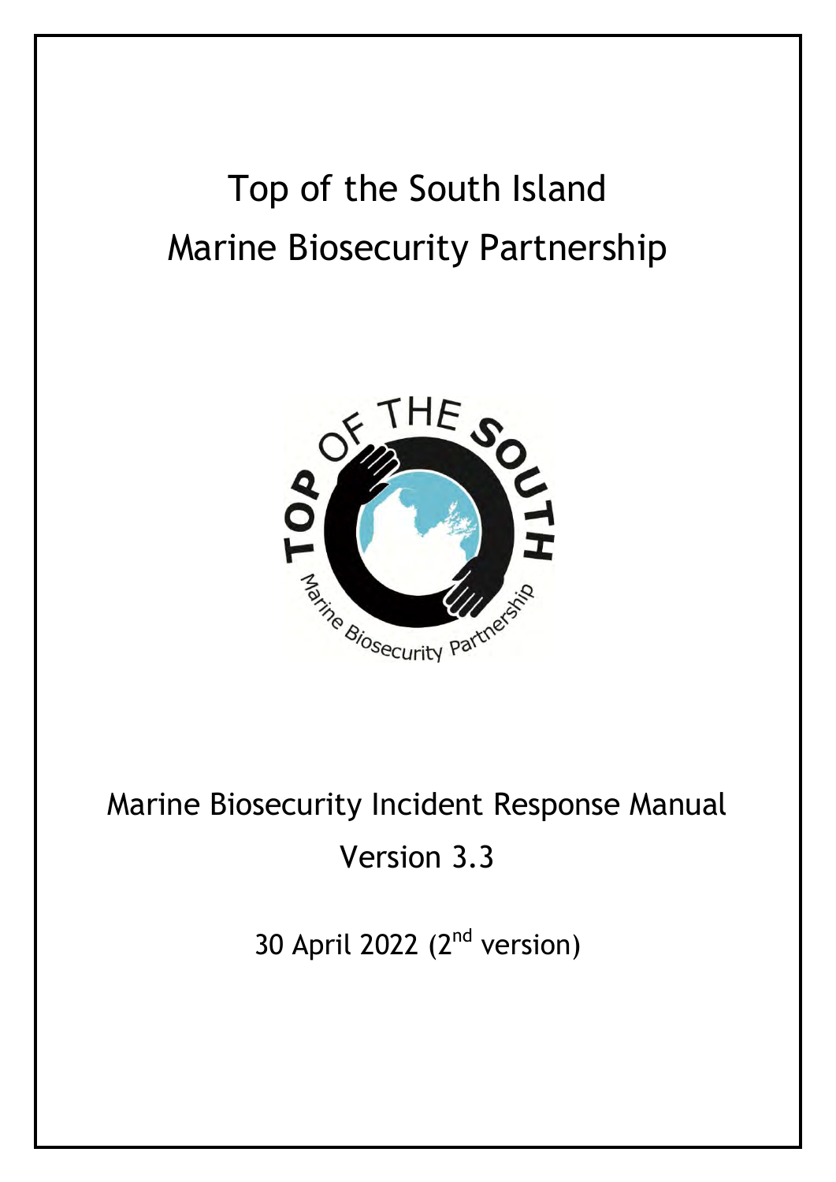# Top of the South Island Marine Biosecurity Partnership

# Marine Biosecurity Incident Response Manual

## Version 3.3

30 April 2022 (2nd version)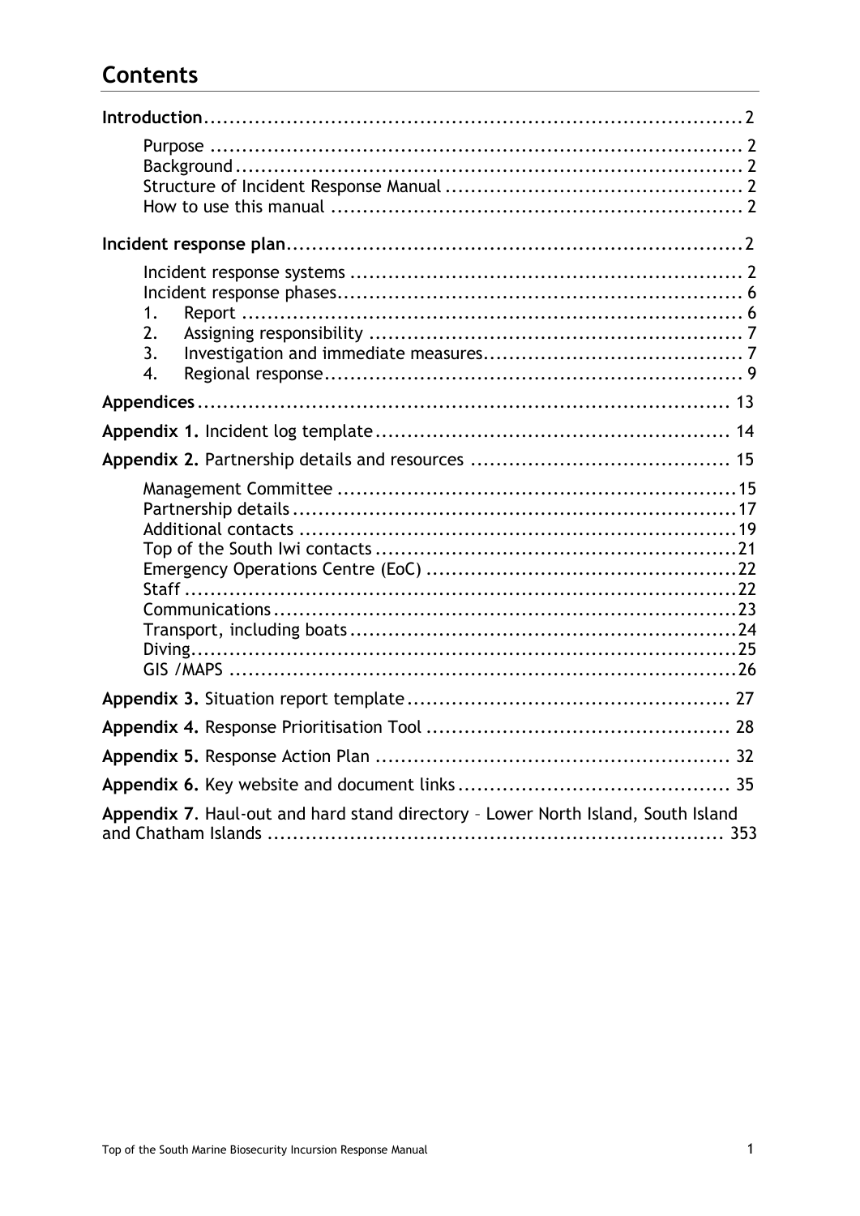## Contents

**Introduction** .......... 2

- Purpose .......... 2
- Background .......... 2
- Structure of Incident Response Manual .......... 2
- How to use this manual .......... 2

**Incident response plan** .......... 2

- Incident response systems .......... 2
- Incident response phases .......... 6
  1. Report .......... 6
  2. Assigning responsibility .......... 7
  3. Investigation and immediate measures .......... 7
  4. Regional response .......... 9

**Appendices** .......... 13

**Appendix 1.** Incident log template .......... 14

**Appendix 2.** Partnership details and resources .......... 15

- Management Committee .......... 15
- Partnership details .......... 17
- Additional contacts .......... 19
- Top of the South Iwi contacts .......... 21
- Emergency Operations Centre (EoC) .......... 22
- Staff .......... 22
- Communications .......... 23
- Transport, including boats .......... 24
- Diving .......... 25
- GIS /MAPS .......... 26

**Appendix 3.** Situation report template .......... 27

**Appendix 4.** Response Prioritisation Tool .......... 28

**Appendix 5.** Response Action Plan .......... 32

**Appendix 6.** Key website and document links .......... 35

**Appendix 7**. Haul-out and hard stand directory – Lower North Island, South Island and Chatham Islands .......... 353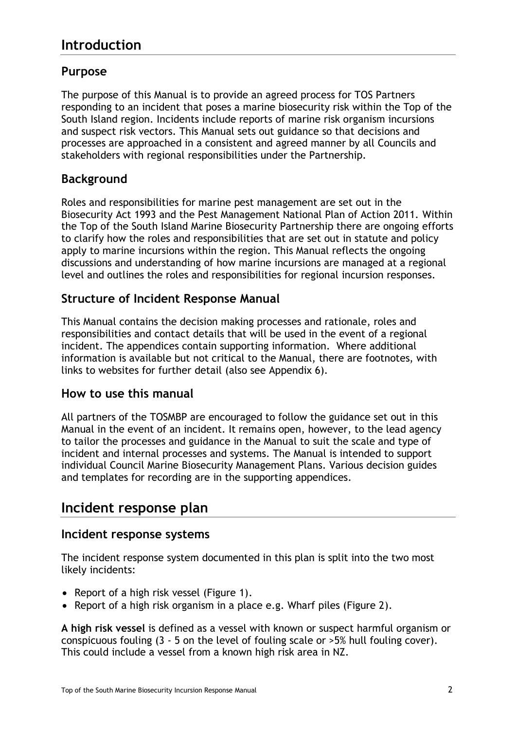# Introduction

## Purpose

The purpose of this Manual is to provide an agreed process for TOS Partners responding to an incident that poses a marine biosecurity risk within the Top of the South Island region. Incidents include reports of marine risk organism incursions and suspect risk vectors. This Manual sets out guidance so that decisions and processes are approached in a consistent and agreed manner by all Councils and stakeholders with regional responsibilities under the Partnership.

## Background

Roles and responsibilities for marine pest management are set out in the Biosecurity Act 1993 and the Pest Management National Plan of Action 2011. Within the Top of the South Island Marine Biosecurity Partnership there are ongoing efforts to clarify how the roles and responsibilities that are set out in statute and policy apply to marine incursions within the region. This Manual reflects the ongoing discussions and understanding of how marine incursions are managed at a regional level and outlines the roles and responsibilities for regional incursion responses.

## Structure of Incident Response Manual

This Manual contains the decision making processes and rationale, roles and responsibilities and contact details that will be used in the event of a regional incident. The appendices contain supporting information. Where additional information is available but not critical to the Manual, there are footnotes, with links to websites for further detail (also see Appendix 6).

## How to use this manual

All partners of the TOSMBP are encouraged to follow the guidance set out in this Manual in the event of an incident. It remains open, however, to the lead agency to tailor the processes and guidance in the Manual to suit the scale and type of incident and internal processes and systems. The Manual is intended to support individual Council Marine Biosecurity Management Plans. Various decision guides and templates for recording are in the supporting appendices.

# Incident response plan

## Incident response systems

The incident response system documented in this plan is split into the two most likely incidents:

- Report of a high risk vessel (Figure 1).
- Report of a high risk organism in a place e.g. Wharf piles (Figure 2).

**A high risk vessel** is defined as a vessel with known or suspect harmful organism or conspicuous fouling (3 - 5 on the level of fouling scale or >5% hull fouling cover). This could include a vessel from a known high risk area in NZ.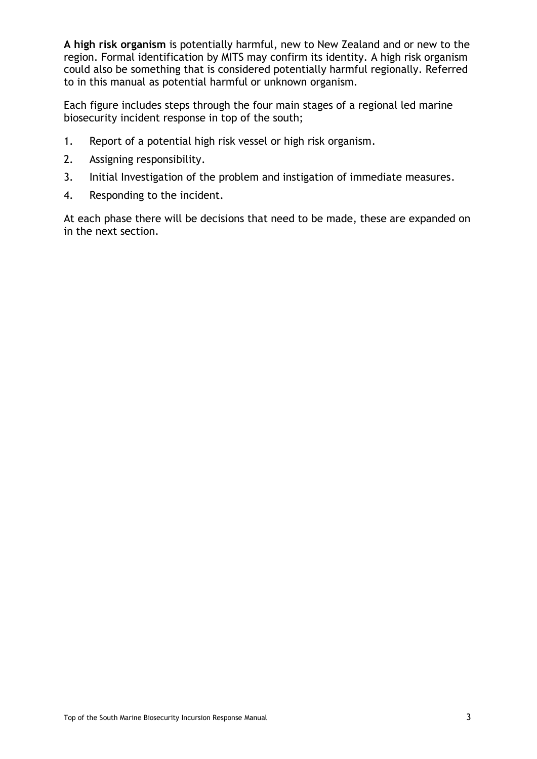**A high risk organism** is potentially harmful, new to New Zealand and or new to the region. Formal identification by MITS may confirm its identity. A high risk organism could also be something that is considered potentially harmful regionally. Referred to in this manual as potential harmful or unknown organism.

Each figure includes steps through the four main stages of a regional led marine biosecurity incident response in top of the south;

1. Report of a potential high risk vessel or high risk organism.
2. Assigning responsibility.
3. Initial Investigation of the problem and instigation of immediate measures.
4. Responding to the incident.

At each phase there will be decisions that need to be made, these are expanded on in the next section.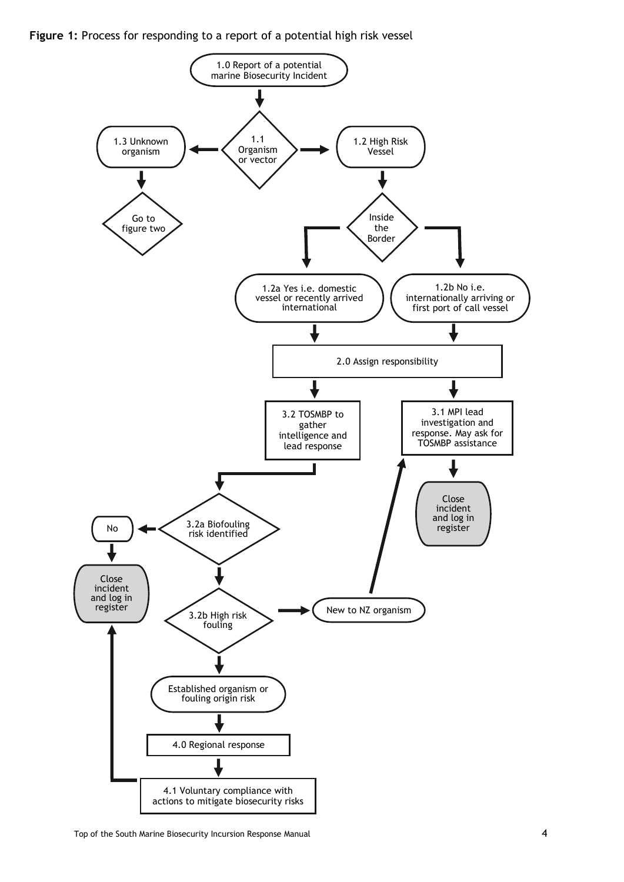**Figure 1:** Process for responding to a report of a potential high risk vessel

1.0 Report of a potential marine Biosecurity Incident

1.1 Organism or vector

1.3 Unknown organism

Go to figure two

1.2 High Risk Vessel

Inside the Border

1.2a Yes i.e. domestic vessel or recently arrived international

1.2b No i.e. internationally arriving or first port of call vessel

2.0 Assign responsibility

3.2 TOSMBP to gather intelligence and lead response

3.1 MPI lead investigation and response. May ask for TOSMBP assistance

Close incident and log in register

3.2a Biofouling risk identified

No

Close incident and log in register

3.2b High risk fouling

New to NZ organism

Established organism or fouling origin risk

4.0 Regional response

4.1 Voluntary compliance with actions to mitigate biosecurity risks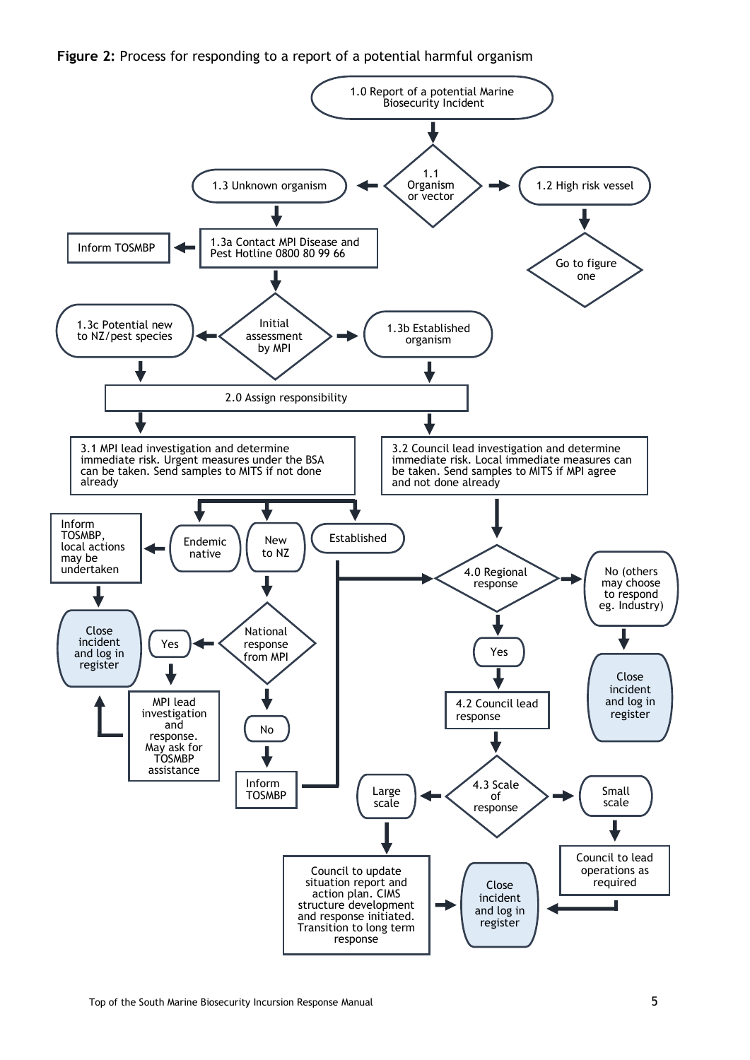**Figure 2:** Process for responding to a report of a potential harmful organism

1.0 Report of a potential Marine Biosecurity Incident

1.1 Organism or vector

1.3 Unknown organism

1.2 High risk vessel

Go to figure one

1.3a Contact MPI Disease and Pest Hotline 0800 80 99 66

Inform TOSMBP

Initial assessment by MPI

1.3c Potential new to NZ/pest species

1.3b Established organism

2.0 Assign responsibility

3.1 MPI lead investigation and determine immediate risk. Urgent measures under the BSA can be taken. Send samples to MITS if not done already

3.2 Council lead investigation and determine immediate risk. Local immediate measures can be taken. Send samples to MITS if MPI agree and not done already

Endemic native

New to NZ

Established

Inform TOSMBP, local actions may be undertaken

Close incident and log in register

National response from MPI

Yes

MPI lead investigation and response. May ask for TOSMBP assistance

No

Inform TOSMBP

4.0 Regional response

No (others may choose to respond eg. Industry)

Close incident and log in register

Yes

4.2 Council lead response

4.3 Scale of response

Large scale

Small scale

Council to update situation report and action plan. CIMS structure development and response initiated. Transition to long term response

Close incident and log in register

Council to lead operations as required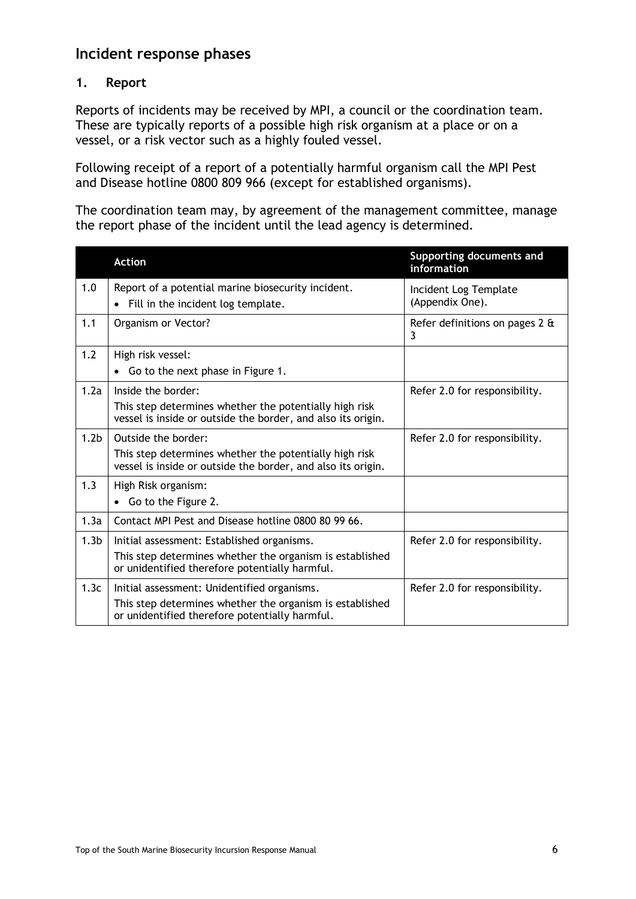## Incident response phases

### 1. Report

Reports of incidents may be received by MPI, a council or the coordination team. These are typically reports of a possible high risk organism at a place or on a vessel, or a risk vector such as a highly fouled vessel.

Following receipt of a report of a potentially harmful organism call the MPI Pest and Disease hotline 0800 809 966 (except for established organisms).

The coordination team may, by agreement of the management committee, manage the report phase of the incident until the lead agency is determined.

| | Action | Supporting documents and information |
|---|---|---|
| 1.0 | Report of a potential marine biosecurity incident.<br>• Fill in the incident log template. | Incident Log Template (Appendix One). |
| 1.1 | Organism or Vector? | Refer definitions on pages 2 & 3 |
| 1.2 | High risk vessel:<br>• Go to the next phase in Figure 1. | |
| 1.2a | Inside the border:<br>This step determines whether the potentially high risk vessel is inside or outside the border, and also its origin. | Refer 2.0 for responsibility. |
| 1.2b | Outside the border:<br>This step determines whether the potentially high risk vessel is inside or outside the border, and also its origin. | Refer 2.0 for responsibility. |
| 1.3 | High Risk organism:<br>• Go to the Figure 2. | |
| 1.3a | Contact MPI Pest and Disease hotline 0800 80 99 66. | |
| 1.3b | Initial assessment: Established organisms.<br>This step determines whether the organism is established or unidentified therefore potentially harmful. | Refer 2.0 for responsibility. |
| 1.3c | Initial assessment: Unidentified organisms.<br>This step determines whether the organism is established or unidentified therefore potentially harmful. | Refer 2.0 for responsibility. |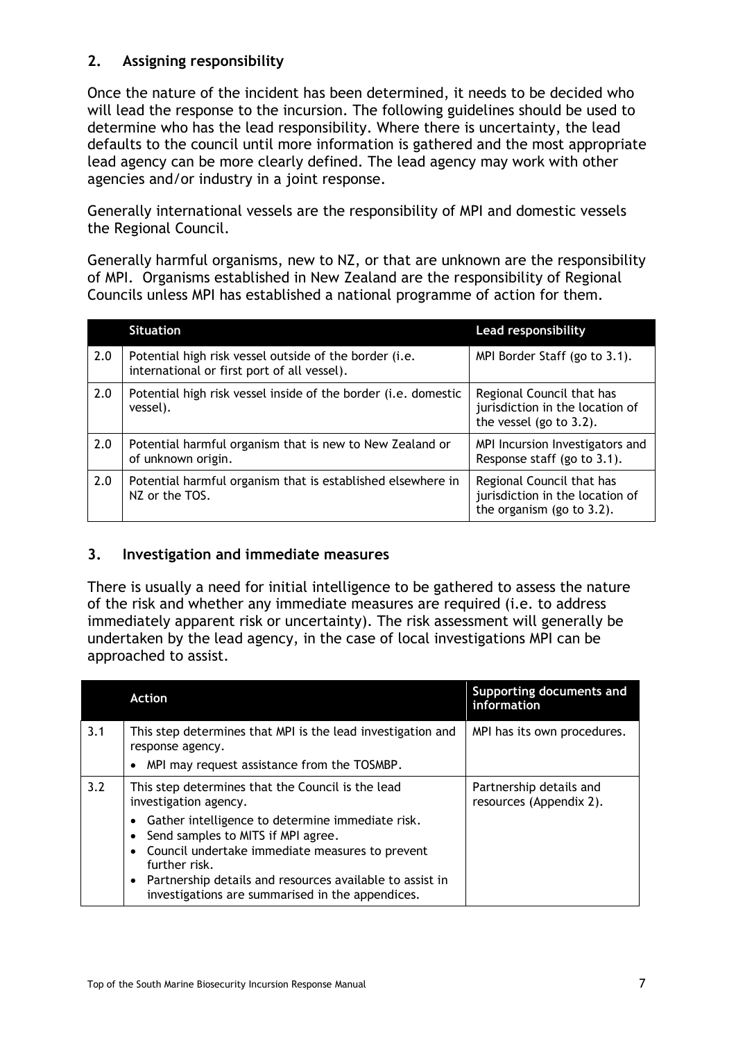## 2. Assigning responsibility

Once the nature of the incident has been determined, it needs to be decided who will lead the response to the incursion. The following guidelines should be used to determine who has the lead responsibility. Where there is uncertainty, the lead defaults to the council until more information is gathered and the most appropriate lead agency can be more clearly defined. The lead agency may work with other agencies and/or industry in a joint response.

Generally international vessels are the responsibility of MPI and domestic vessels the Regional Council.

Generally harmful organisms, new to NZ, or that are unknown are the responsibility of MPI. Organisms established in New Zealand are the responsibility of Regional Councils unless MPI has established a national programme of action for them.

| | Situation | Lead responsibility |
|---|---|---|
| 2.0 | Potential high risk vessel outside of the border (i.e. international or first port of all vessel). | MPI Border Staff (go to 3.1). |
| 2.0 | Potential high risk vessel inside of the border (i.e. domestic vessel). | Regional Council that has jurisdiction in the location of the vessel (go to 3.2). |
| 2.0 | Potential harmful organism that is new to New Zealand or of unknown origin. | MPI Incursion Investigators and Response staff (go to 3.1). |
| 2.0 | Potential harmful organism that is established elsewhere in NZ or the TOS. | Regional Council that has jurisdiction in the location of the organism (go to 3.2). |

## 3. Investigation and immediate measures

There is usually a need for initial intelligence to be gathered to assess the nature of the risk and whether any immediate measures are required (i.e. to address immediately apparent risk or uncertainty). The risk assessment will generally be undertaken by the lead agency, in the case of local investigations MPI can be approached to assist.

| | Action | Supporting documents and information |
|---|---|---|
| 3.1 | This step determines that MPI is the lead investigation and response agency.<br>• MPI may request assistance from the TOSMBP. | MPI has its own procedures. |
| 3.2 | This step determines that the Council is the lead investigation agency.<br>• Gather intelligence to determine immediate risk.<br>• Send samples to MITS if MPI agree.<br>• Council undertake immediate measures to prevent further risk.<br>• Partnership details and resources available to assist in investigations are summarised in the appendices. | Partnership details and resources (Appendix 2). |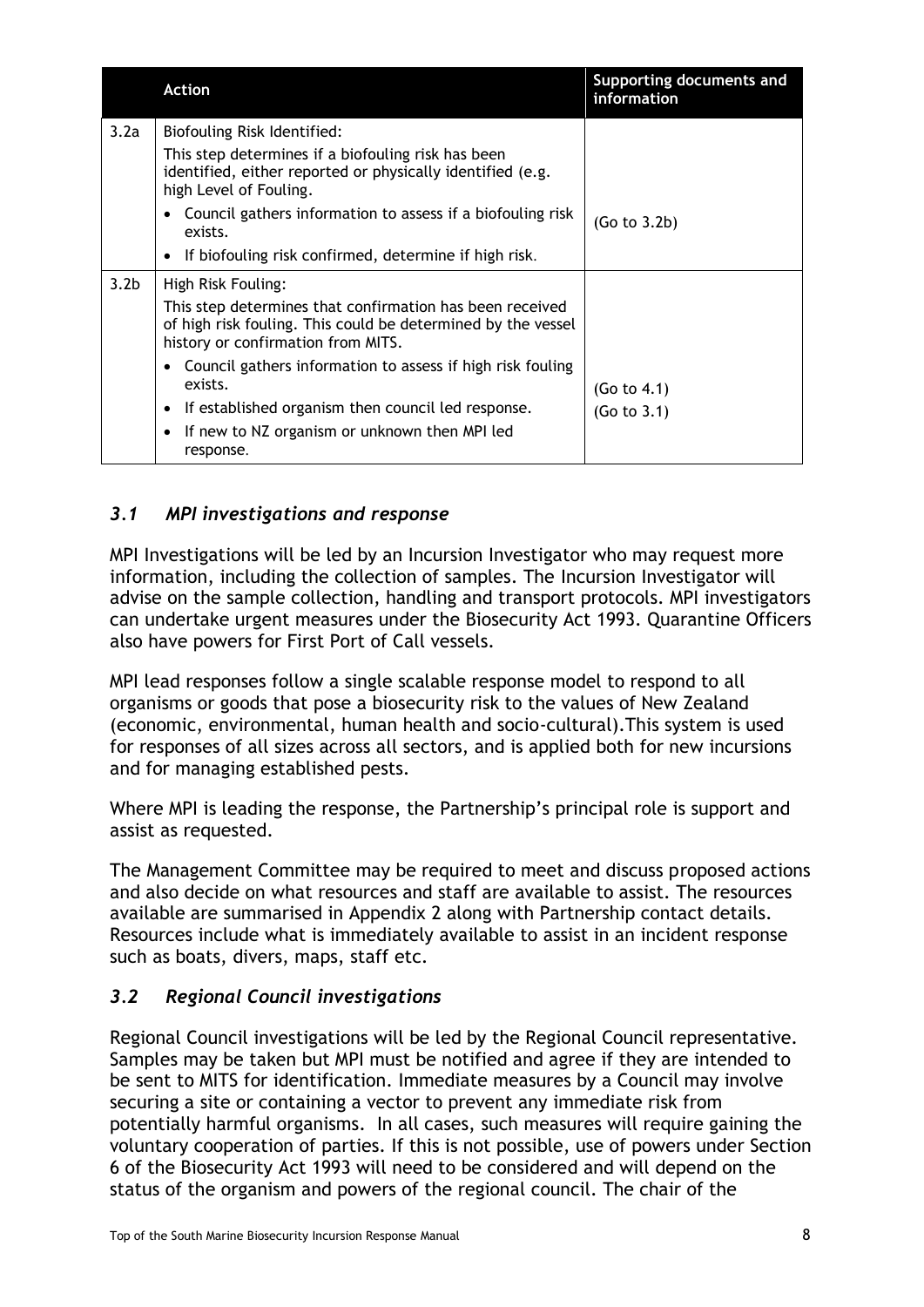| | Action | Supporting documents and information |
|---|---|---|
| 3.2a | Biofouling Risk Identified:<br>This step determines if a biofouling risk has been identified, either reported or physically identified (e.g. high Level of Fouling.<br>• Council gathers information to assess if a biofouling risk exists.<br>• If biofouling risk confirmed, determine if high risk. | (Go to 3.2b) |
| 3.2b | High Risk Fouling:<br>This step determines that confirmation has been received of high risk fouling. This could be determined by the vessel history or confirmation from MITS.<br>• Council gathers information to assess if high risk fouling exists.<br>• If established organism then council led response.<br>• If new to NZ organism or unknown then MPI led response. | (Go to 4.1)<br>(Go to 3.1) |

## *3.1 MPI investigations and response*

MPI Investigations will be led by an Incursion Investigator who may request more information, including the collection of samples. The Incursion Investigator will advise on the sample collection, handling and transport protocols. MPI investigators can undertake urgent measures under the Biosecurity Act 1993. Quarantine Officers also have powers for First Port of Call vessels.

MPI lead responses follow a single scalable response model to respond to all organisms or goods that pose a biosecurity risk to the values of New Zealand (economic, environmental, human health and socio-cultural).This system is used for responses of all sizes across all sectors, and is applied both for new incursions and for managing established pests.

Where MPI is leading the response, the Partnership's principal role is support and assist as requested.

The Management Committee may be required to meet and discuss proposed actions and also decide on what resources and staff are available to assist. The resources available are summarised in Appendix 2 along with Partnership contact details. Resources include what is immediately available to assist in an incident response such as boats, divers, maps, staff etc.

## *3.2 Regional Council investigations*

Regional Council investigations will be led by the Regional Council representative. Samples may be taken but MPI must be notified and agree if they are intended to be sent to MITS for identification. Immediate measures by a Council may involve securing a site or containing a vector to prevent any immediate risk from potentially harmful organisms. In all cases, such measures will require gaining the voluntary cooperation of parties. If this is not possible, use of powers under Section 6 of the Biosecurity Act 1993 will need to be considered and will depend on the status of the organism and powers of the regional council. The chair of the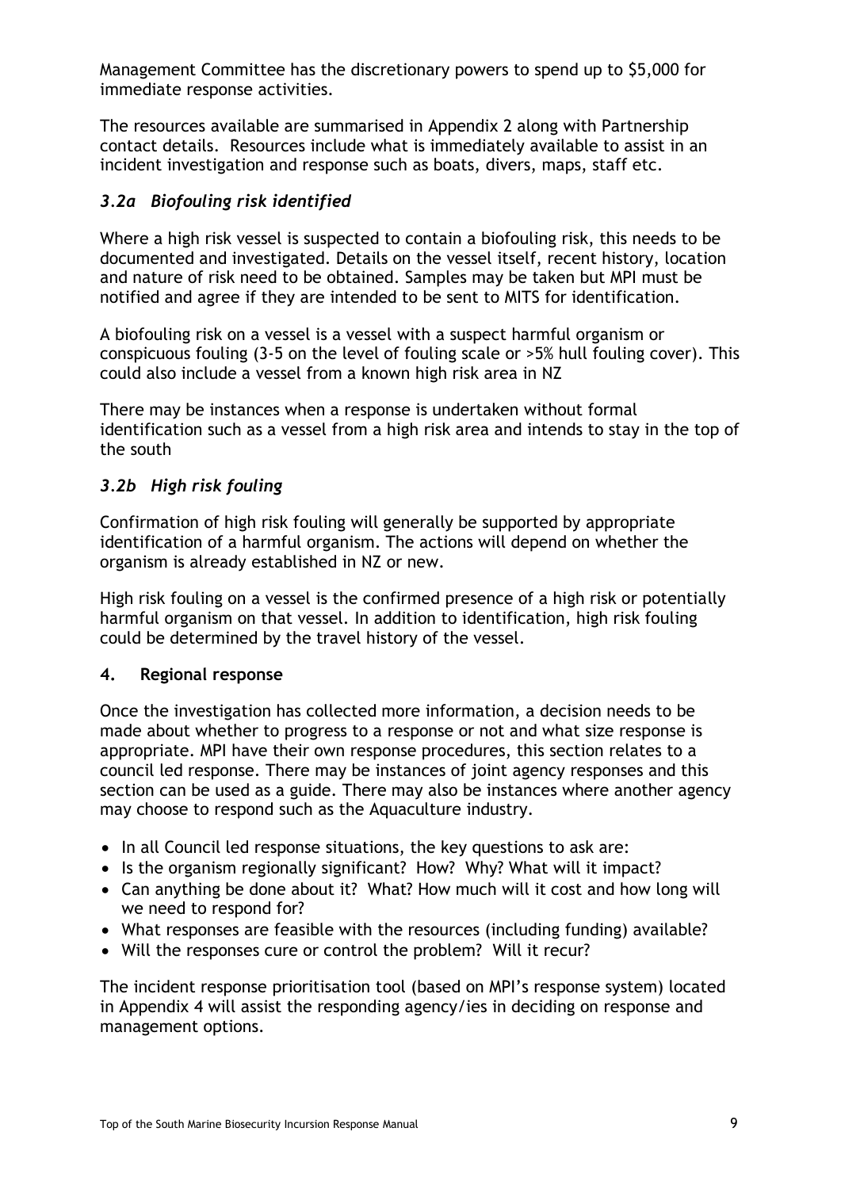Management Committee has the discretionary powers to spend up to $5,000 for immediate response activities.

The resources available are summarised in Appendix 2 along with Partnership contact details. Resources include what is immediately available to assist in an incident investigation and response such as boats, divers, maps, staff etc.

### *3.2a Biofouling risk identified*

Where a high risk vessel is suspected to contain a biofouling risk, this needs to be documented and investigated. Details on the vessel itself, recent history, location and nature of risk need to be obtained. Samples may be taken but MPI must be notified and agree if they are intended to be sent to MITS for identification.

A biofouling risk on a vessel is a vessel with a suspect harmful organism or conspicuous fouling (3-5 on the level of fouling scale or >5% hull fouling cover). This could also include a vessel from a known high risk area in NZ

There may be instances when a response is undertaken without formal identification such as a vessel from a high risk area and intends to stay in the top of the south

### *3.2b High risk fouling*

Confirmation of high risk fouling will generally be supported by appropriate identification of a harmful organism. The actions will depend on whether the organism is already established in NZ or new.

High risk fouling on a vessel is the confirmed presence of a high risk or potentially harmful organism on that vessel. In addition to identification, high risk fouling could be determined by the travel history of the vessel.

## 4. Regional response

Once the investigation has collected more information, a decision needs to be made about whether to progress to a response or not and what size response is appropriate. MPI have their own response procedures, this section relates to a council led response. There may be instances of joint agency responses and this section can be used as a guide. There may also be instances where another agency may choose to respond such as the Aquaculture industry.

- In all Council led response situations, the key questions to ask are:
- Is the organism regionally significant? How? Why? What will it impact?
- Can anything be done about it? What? How much will it cost and how long will we need to respond for?
- What responses are feasible with the resources (including funding) available?
- Will the responses cure or control the problem? Will it recur?

The incident response prioritisation tool (based on MPI's response system) located in Appendix 4 will assist the responding agency/ies in deciding on response and management options.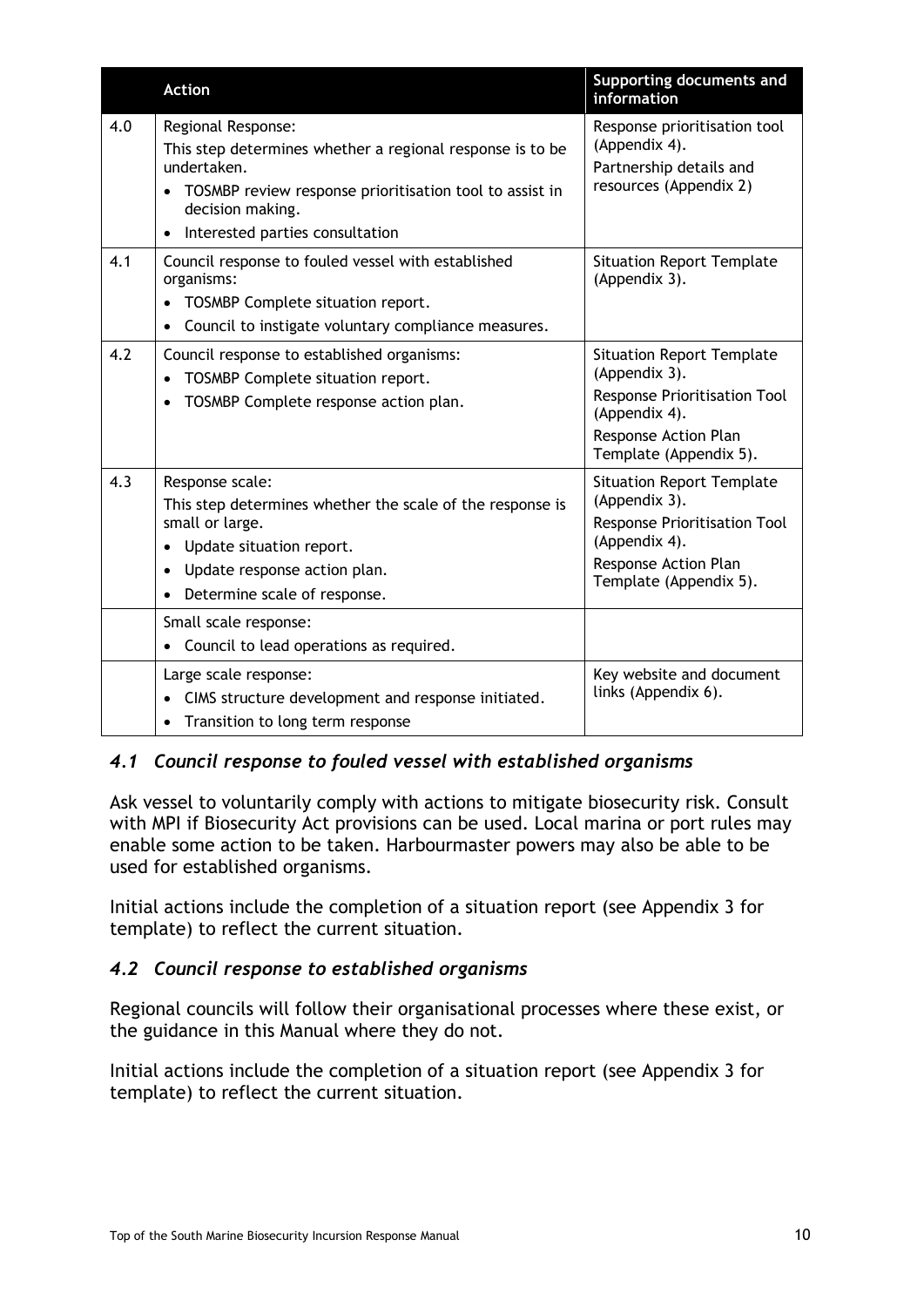| | Action | Supporting documents and information |
|---|---|---|
| 4.0 | Regional Response:<br>This step determines whether a regional response is to be undertaken.<br>• TOSMBP review response prioritisation tool to assist in decision making.<br>• Interested parties consultation | Response prioritisation tool (Appendix 4).<br>Partnership details and resources (Appendix 2) |
| 4.1 | Council response to fouled vessel with established organisms:<br>• TOSMBP Complete situation report.<br>• Council to instigate voluntary compliance measures. | Situation Report Template (Appendix 3). |
| 4.2 | Council response to established organisms:<br>• TOSMBP Complete situation report.<br>• TOSMBP Complete response action plan. | Situation Report Template (Appendix 3).<br>Response Prioritisation Tool (Appendix 4).<br>Response Action Plan Template (Appendix 5). |
| 4.3 | Response scale:<br>This step determines whether the scale of the response is small or large.<br>• Update situation report.<br>• Update response action plan.<br>• Determine scale of response. | Situation Report Template (Appendix 3).<br>Response Prioritisation Tool (Appendix 4).<br>Response Action Plan Template (Appendix 5). |
| | Small scale response:<br>• Council to lead operations as required. | |
| | Large scale response:<br>• CIMS structure development and response initiated.<br>• Transition to long term response | Key website and document links (Appendix 6). |

### *4.1 Council response to fouled vessel with established organisms*

Ask vessel to voluntarily comply with actions to mitigate biosecurity risk. Consult with MPI if Biosecurity Act provisions can be used. Local marina or port rules may enable some action to be taken. Harbourmaster powers may also be able to be used for established organisms.

Initial actions include the completion of a situation report (see Appendix 3 for template) to reflect the current situation.

### *4.2 Council response to established organisms*

Regional councils will follow their organisational processes where these exist, or the guidance in this Manual where they do not.

Initial actions include the completion of a situation report (see Appendix 3 for template) to reflect the current situation.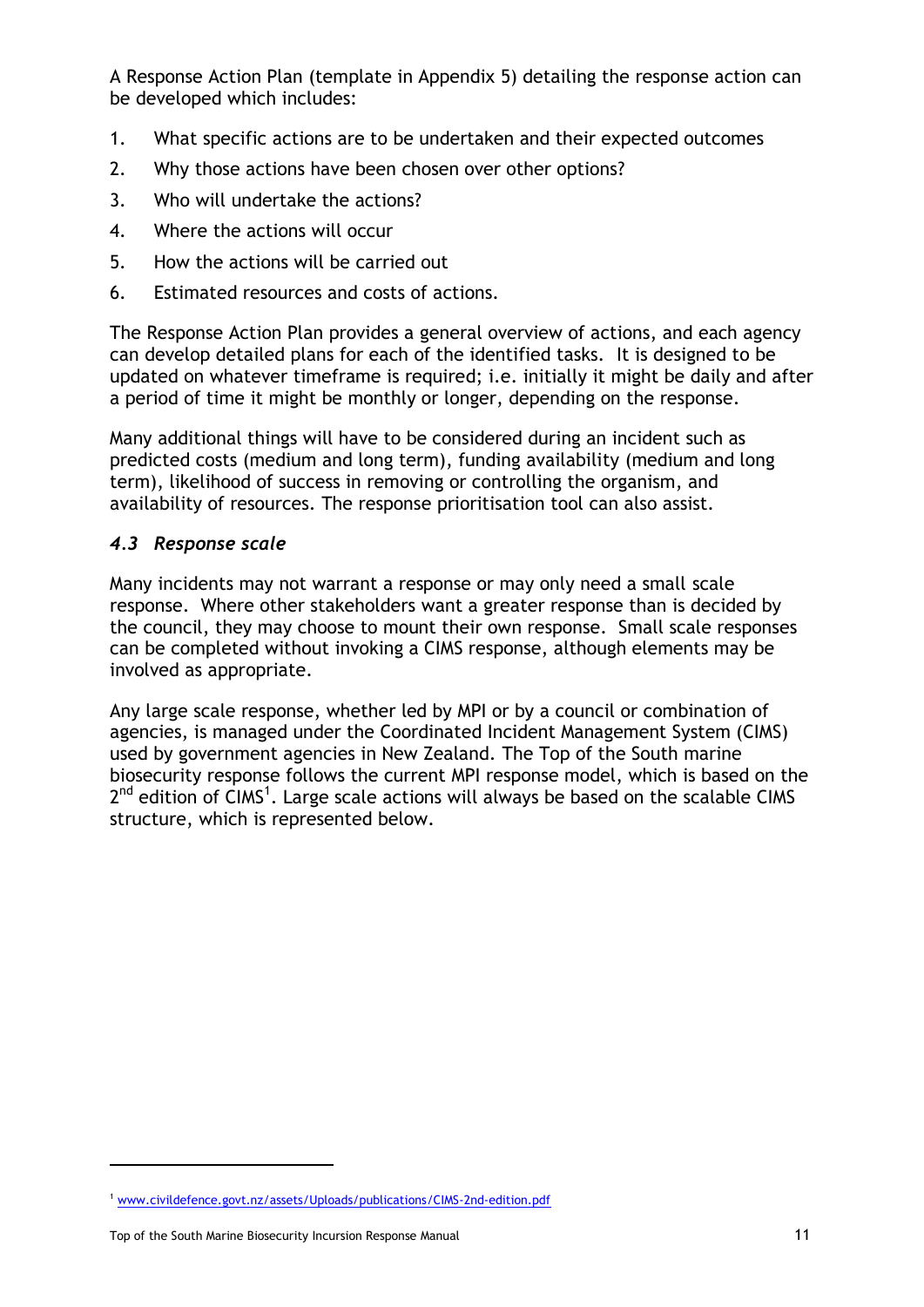A Response Action Plan (template in Appendix 5) detailing the response action can be developed which includes:

1. What specific actions are to be undertaken and their expected outcomes
2. Why those actions have been chosen over other options?
3. Who will undertake the actions?
4. Where the actions will occur
5. How the actions will be carried out
6. Estimated resources and costs of actions.

The Response Action Plan provides a general overview of actions, and each agency can develop detailed plans for each of the identified tasks. It is designed to be updated on whatever timeframe is required; i.e. initially it might be daily and after a period of time it might be monthly or longer, depending on the response.

Many additional things will have to be considered during an incident such as predicted costs (medium and long term), funding availability (medium and long term), likelihood of success in removing or controlling the organism, and availability of resources. The response prioritisation tool can also assist.

### *4.3 Response scale*

Many incidents may not warrant a response or may only need a small scale response. Where other stakeholders want a greater response than is decided by the council, they may choose to mount their own response. Small scale responses can be completed without invoking a CIMS response, although elements may be involved as appropriate.

Any large scale response, whether led by MPI or by a council or combination of agencies, is managed under the Coordinated Incident Management System (CIMS) used by government agencies in New Zealand. The Top of the South marine biosecurity response follows the current MPI response model, which is based on the 2nd edition of CIMS[1]. Large scale actions will always be based on the scalable CIMS structure, which is represented below.

[1] www.civildefence.govt.nz/assets/Uploads/publications/CIMS-2nd-edition.pdf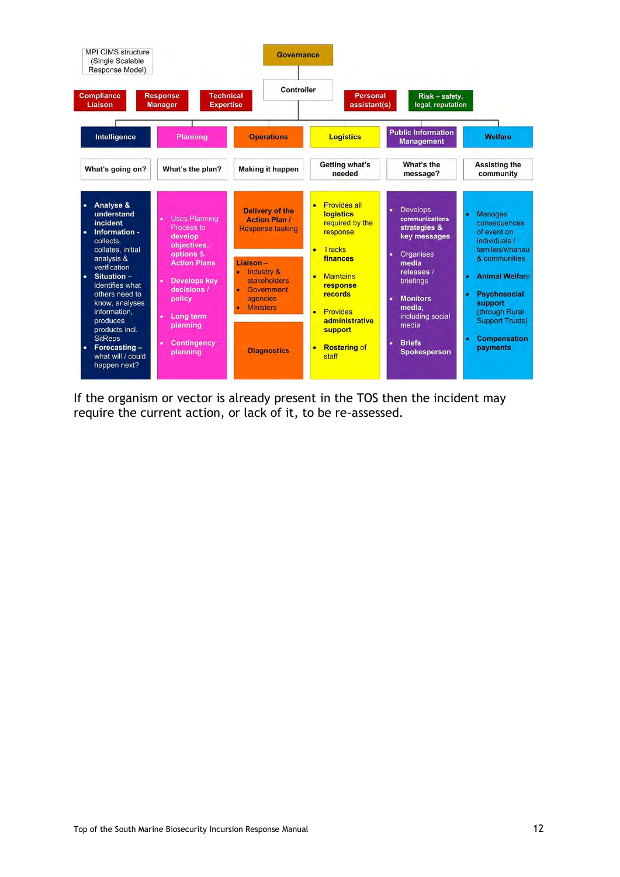MPI CIMS structure (Single Scalable Response Model)

Governance

Controller

Compliance Liaison

Response Manager

Technical Expertise

Personal assistant(s)

Risk – safety, legal, reputation

**Intelligence** – What's going on?

- Analyse & understand incident
- Information - collects, collates, initial analysis & verification
- Situation – identifies what others need to know, analyses information, produces products incl. SitReps
- Forecasting – what will / could happen next?

**Planning** – What's the plan?

- Uses Planning Process to develop objectives, options & Action Plans
- Develops key decisions / policy
- Long term planning
- Contingency planning

**Operations** – Making it happen

Delivery of the Action Plan / Response tasking

Liaison –
- Industry & stakeholders
- Government agencies
- Ministers

Diagnostics

**Logistics** – Getting what's needed

- Provides all logistics required by the response
- Tracks finances
- Maintains response records
- Provides administrative support
- Rostering of staff

**Public Information Management** – What's the message?

- Develops communications strategies & key messages
- Organises media releases / briefings
- Monitors media, including social media
- Briefs Spokesperson

**Welfare** – Assisting the community

- Manages consequences of event on individuals / families/whanau & communities
- Animal Welfare
- Psychosocial support (through Rural Support Trusts)
- Compensation payments

If the organism or vector is already present in the TOS then the incident may require the current action, or lack of it, to be re-assessed.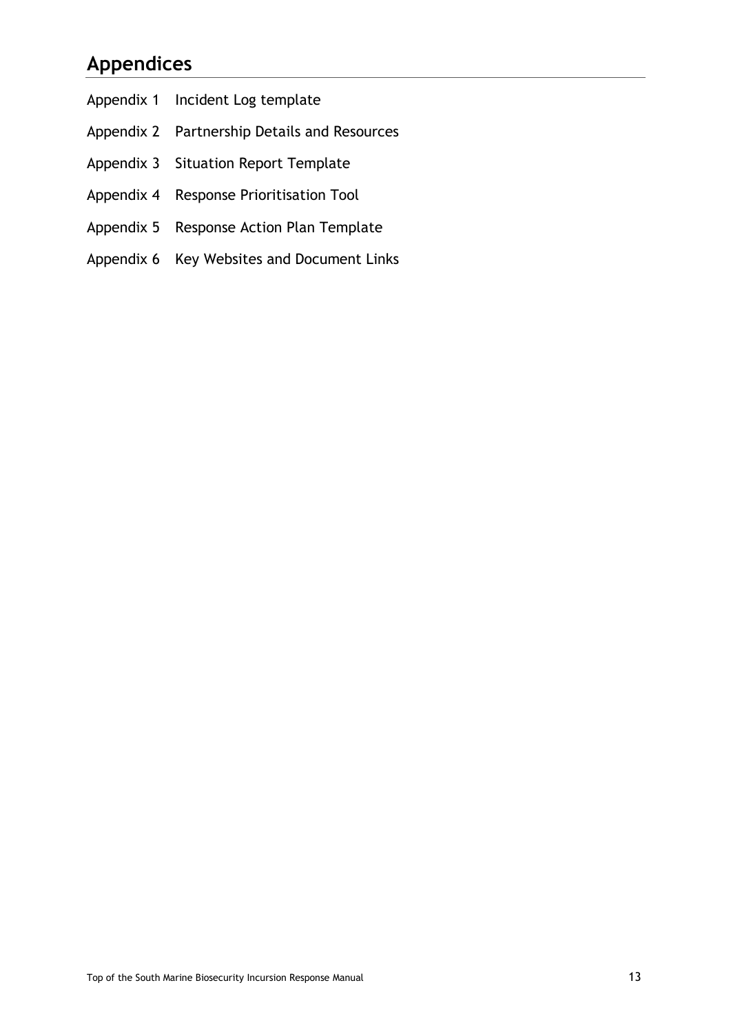# Appendices

Appendix 1 Incident Log template

Appendix 2 Partnership Details and Resources

Appendix 3 Situation Report Template

Appendix 4 Response Prioritisation Tool

Appendix 5 Response Action Plan Template

Appendix 6 Key Websites and Document Links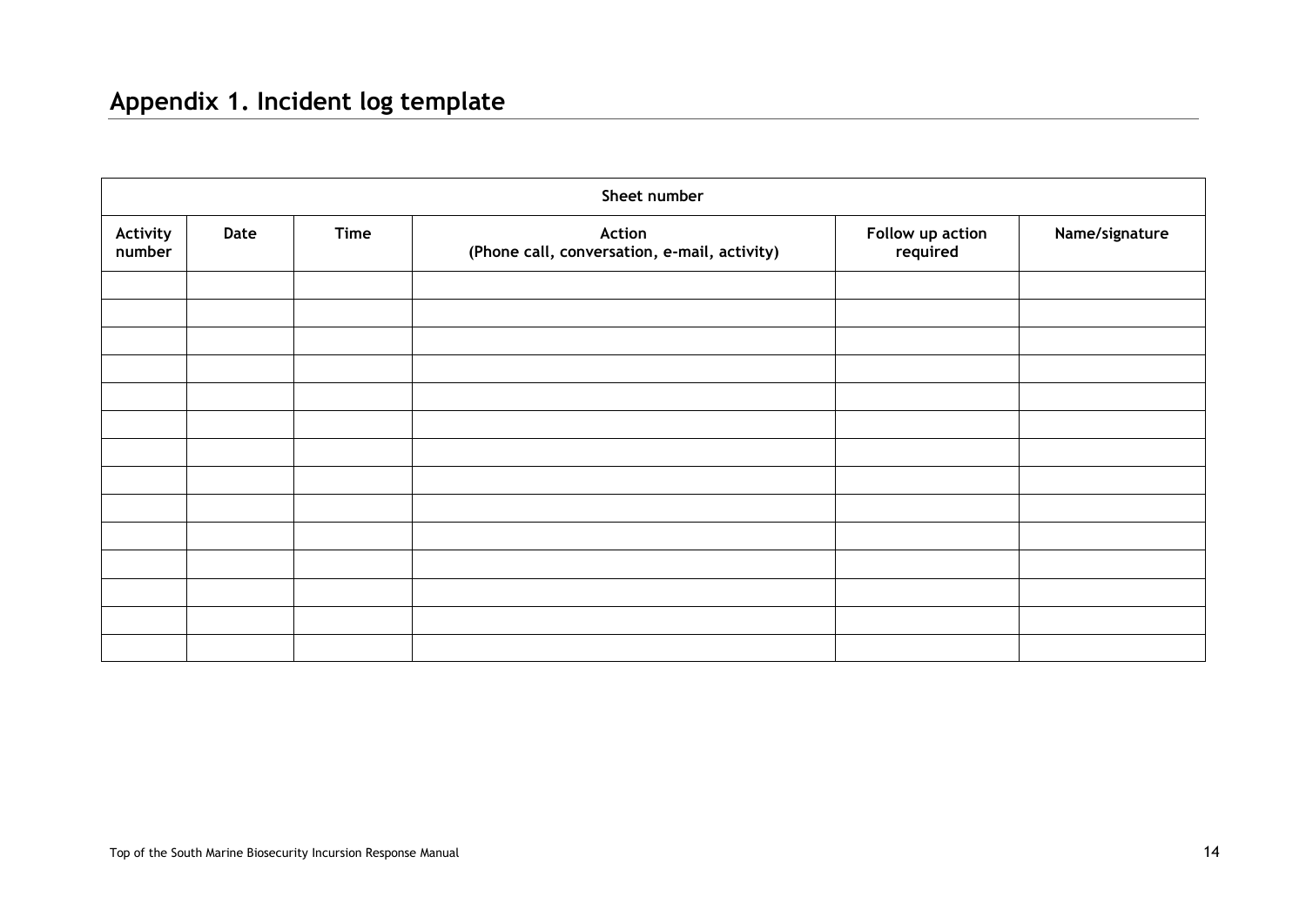## Appendix 1. Incident log template

| Sheet number | | | | | |
|---|---|---|---|---|---|
| Activity number | Date | Time | Action (Phone call, conversation, e-mail, activity) | Follow up action required | Name/signature |
| | | | | | |
| | | | | | |
| | | | | | |
| | | | | | |
| | | | | | |
| | | | | | |
| | | | | | |
| | | | | | |
| | | | | | |
| | | | | | |
| | | | | | |
| | | | | | |
| | | | | | |
| | | | | | |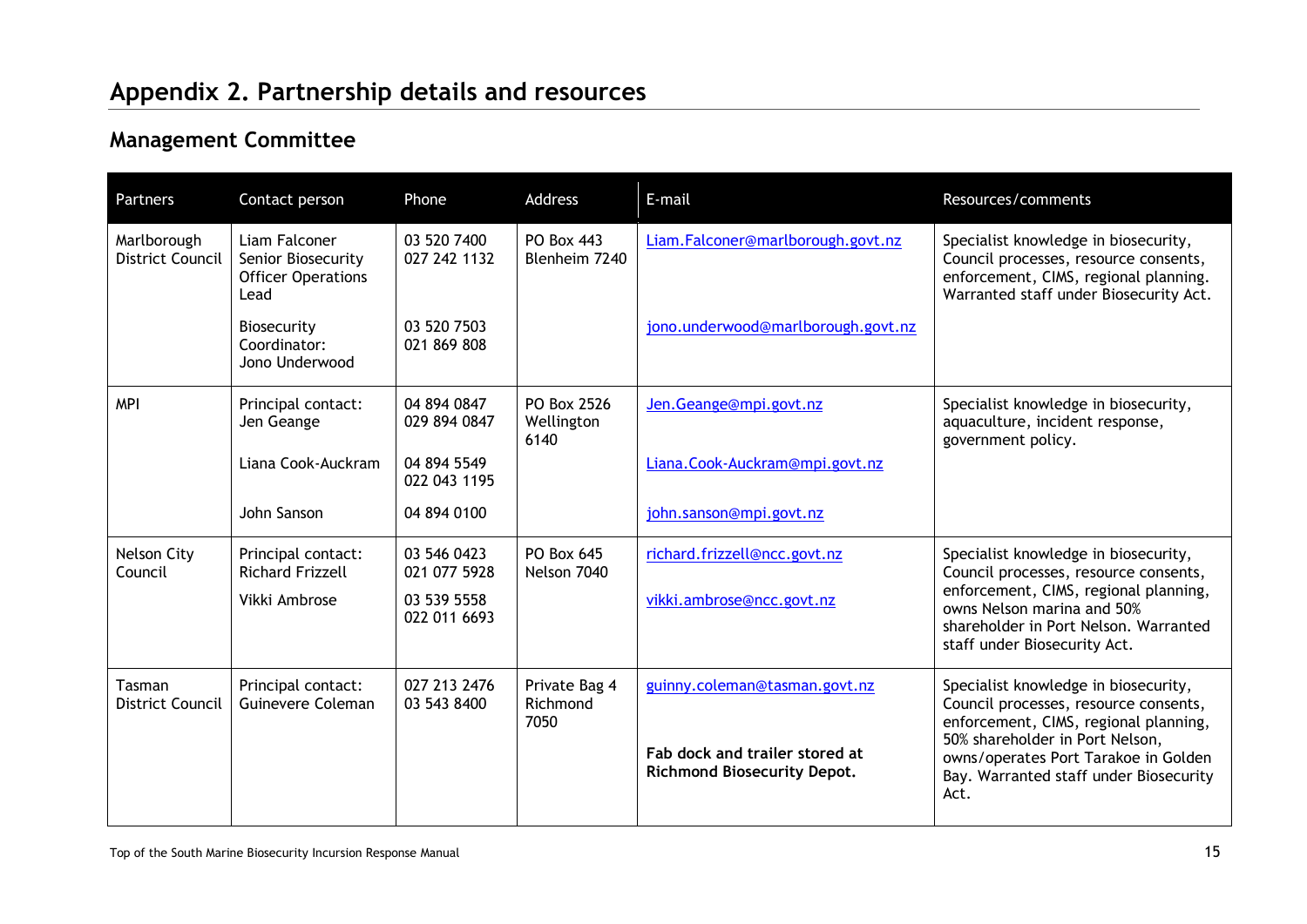# Appendix 2. Partnership details and resources

## Management Committee

| Partners | Contact person | Phone | Address | E-mail | Resources/comments |
|---|---|---|---|---|---|
| Marlborough District Council | Liam Falconer Senior Biosecurity Officer Operations Lead<br><br>Biosecurity Coordinator: Jono Underwood | 03 520 7400 027 242 1132<br><br>03 520 7503 021 869 808 | PO Box 443 Blenheim 7240 | Liam.Falconer@marlborough.govt.nz<br><br>jono.underwood@marlborough.govt.nz | Specialist knowledge in biosecurity, Council processes, resource consents, enforcement, CIMS, regional planning. Warranted staff under Biosecurity Act. |
| MPI | Principal contact: Jen Geange<br><br>Liana Cook-Auckram<br><br>John Sanson | 04 894 0847 029 894 0847<br><br>04 894 5549 022 043 1195<br><br>04 894 0100 | PO Box 2526 Wellington 6140 | Jen.Geange@mpi.govt.nz<br><br>Liana.Cook-Auckram@mpi.govt.nz<br><br>john.sanson@mpi.govt.nz | Specialist knowledge in biosecurity, aquaculture, incident response, government policy. |
| Nelson City Council | Principal contact: Richard Frizzell<br><br>Vikki Ambrose | 03 546 0423 021 077 5928<br><br>03 539 5558 022 011 6693 | PO Box 645 Nelson 7040 | richard.frizzell@ncc.govt.nz<br><br>vikki.ambrose@ncc.govt.nz | Specialist knowledge in biosecurity, Council processes, resource consents, enforcement, CIMS, regional planning, owns Nelson marina and 50% shareholder in Port Nelson. Warranted staff under Biosecurity Act. |
| Tasman District Council | Principal contact: Guinevere Coleman | 027 213 2476 03 543 8400 | Private Bag 4 Richmond 7050 | guinny.coleman@tasman.govt.nz<br><br>**Fab dock and trailer stored at Richmond Biosecurity Depot.** | Specialist knowledge in biosecurity, Council processes, resource consents, enforcement, CIMS, regional planning, 50% shareholder in Port Nelson, owns/operates Port Tarakoe in Golden Bay. Warranted staff under Biosecurity Act. |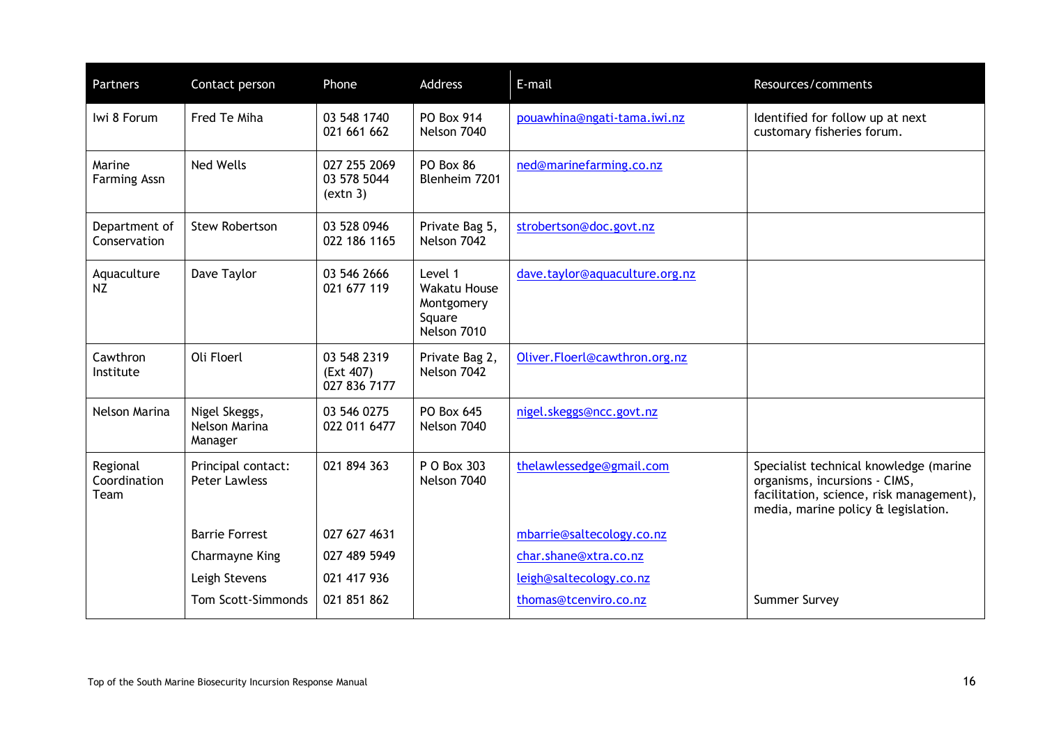| Partners | Contact person | Phone | Address | E-mail | Resources/comments |
|---|---|---|---|---|---|
| Iwi 8 Forum | Fred Te Miha | 03 548 1740<br>021 661 662 | PO Box 914<br>Nelson 7040 | pouawhina@ngati-tama.iwi.nz | Identified for follow up at next customary fisheries forum. |
| Marine Farming Assn | Ned Wells | 027 255 2069<br>03 578 5044 (extn 3) | PO Box 86<br>Blenheim 7201 | ned@marinefarming.co.nz | |
| Department of Conservation | Stew Robertson | 03 528 0946<br>022 186 1165 | Private Bag 5,<br>Nelson 7042 | strobertson@doc.govt.nz | |
| Aquaculture NZ | Dave Taylor | 03 546 2666<br>021 677 119 | Level 1<br>Wakatu House<br>Montgomery Square<br>Nelson 7010 | dave.taylor@aquaculture.org.nz | |
| Cawthron Institute | Oli Floerl | 03 548 2319 (Ext 407)<br>027 836 7177 | Private Bag 2,<br>Nelson 7042 | Oliver.Floerl@cawthron.org.nz | |
| Nelson Marina | Nigel Skeggs, Nelson Marina Manager | 03 546 0275<br>022 011 6477 | PO Box 645<br>Nelson 7040 | nigel.skeggs@ncc.govt.nz | |
| Regional Coordination Team | Principal contact: Peter Lawless | 021 894 363 | P O Box 303<br>Nelson 7040 | thelawlessedge@gmail.com | Specialist technical knowledge (marine organisms, incursions - CIMS, facilitation, science, risk management), media, marine policy & legislation. |
| | Barrie Forrest | 027 627 4631 | | mbarrie@saltecology.co.nz | |
| | Charmayne King | 027 489 5949 | | char.shane@xtra.co.nz | |
| | Leigh Stevens | 021 417 936 | | leigh@saltecology.co.nz | |
| | Tom Scott-Simmonds | 021 851 862 | | thomas@tcenviro.co.nz | Summer Survey |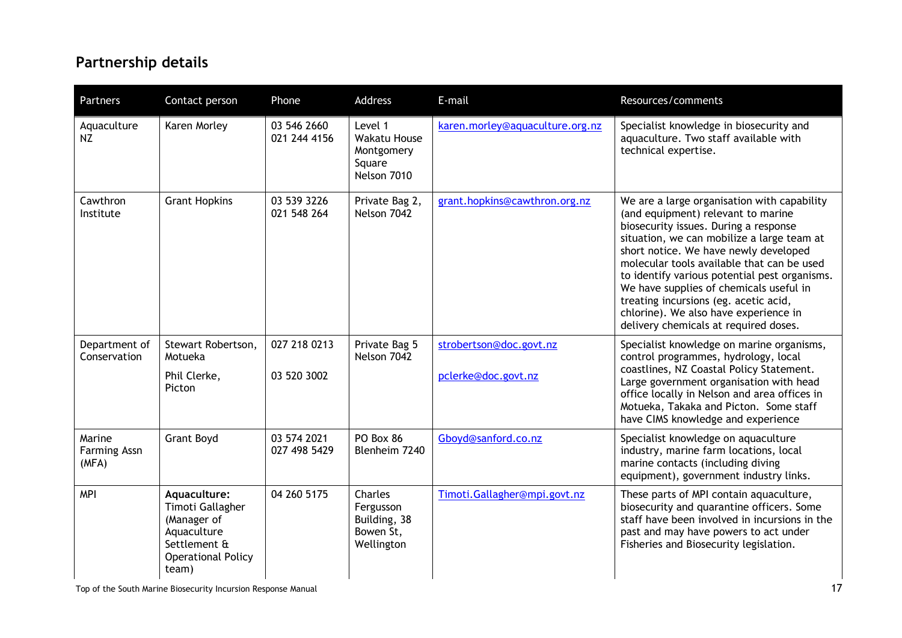## Partnership details

| Partners | Contact person | Phone | Address | E-mail | Resources/comments |
|---|---|---|---|---|---|
| Aquaculture NZ | Karen Morley | 03 546 2660<br>021 244 4156 | Level 1 Wakatu House Montgomery Square Nelson 7010 | karen.morley@aquaculture.org.nz | Specialist knowledge in biosecurity and aquaculture. Two staff available with technical expertise. |
| Cawthron Institute | Grant Hopkins | 03 539 3226<br>021 548 264 | Private Bag 2, Nelson 7042 | grant.hopkins@cawthron.org.nz | We are a large organisation with capability (and equipment) relevant to marine biosecurity issues. During a response situation, we can mobilize a large team at short notice. We have newly developed molecular tools available that can be used to identify various potential pest organisms. We have supplies of chemicals useful in treating incursions (eg. acetic acid, chlorine). We also have experience in delivery chemicals at required doses. |
| Department of Conservation | Stewart Robertson, Motueka<br>Phil Clerke, Picton | 027 218 0213<br>03 520 3002 | Private Bag 5 Nelson 7042 | strobertson@doc.govt.nz<br>pclerke@doc.govt.nz | Specialist knowledge on marine organisms, control programmes, hydrology, local coastlines, NZ Coastal Policy Statement. Large government organisation with head office locally in Nelson and area offices in Motueka, Takaka and Picton. Some staff have CIMS knowledge and experience |
| Marine Farming Assn (MFA) | Grant Boyd | 03 574 2021<br>027 498 5429 | PO Box 86 Blenheim 7240 | Gboyd@sanford.co.nz | Specialist knowledge on aquaculture industry, marine farm locations, local marine contacts (including diving equipment), government industry links. |
| MPI | **Aquaculture:** Timoti Gallagher (Manager of Aquaculture Settlement & Operational Policy team) | 04 260 5175 | Charles Fergusson Building, 38 Bowen St, Wellington | Timoti.Gallagher@mpi.govt.nz | These parts of MPI contain aquaculture, biosecurity and quarantine officers. Some staff have been involved in incursions in the past and may have powers to act under Fisheries and Biosecurity legislation. |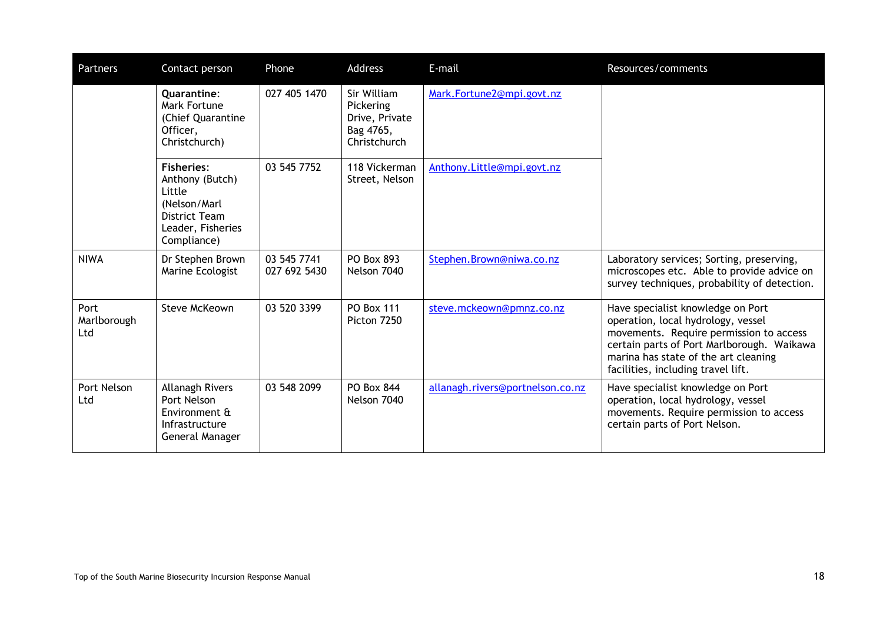| Partners | Contact person | Phone | Address | E-mail | Resources/comments |
|---|---|---|---|---|---|
| | **Quarantine**: Mark Fortune (Chief Quarantine Officer, Christchurch) | 027 405 1470 | Sir William Pickering Drive, Private Bag 4765, Christchurch | Mark.Fortune2@mpi.govt.nz | |
| | **Fisheries**: Anthony (Butch) Little (Nelson/Marl District Team Leader, Fisheries Compliance) | 03 545 7752 | 118 Vickerman Street, Nelson | Anthony.Little@mpi.govt.nz | |
| NIWA | Dr Stephen Brown Marine Ecologist | 03 545 7741 027 692 5430 | PO Box 893 Nelson 7040 | Stephen.Brown@niwa.co.nz | Laboratory services; Sorting, preserving, microscopes etc. Able to provide advice on survey techniques, probability of detection. |
| Port Marlborough Ltd | Steve McKeown | 03 520 3399 | PO Box 111 Picton 7250 | steve.mckeown@pmnz.co.nz | Have specialist knowledge on Port operation, local hydrology, vessel movements. Require permission to access certain parts of Port Marlborough. Waikawa marina has state of the art cleaning facilities, including travel lift. |
| Port Nelson Ltd | Allanagh Rivers Port Nelson Environment & Infrastructure General Manager | 03 548 2099 | PO Box 844 Nelson 7040 | allanagh.rivers@portnelson.co.nz | Have specialist knowledge on Port operation, local hydrology, vessel movements. Require permission to access certain parts of Port Nelson. |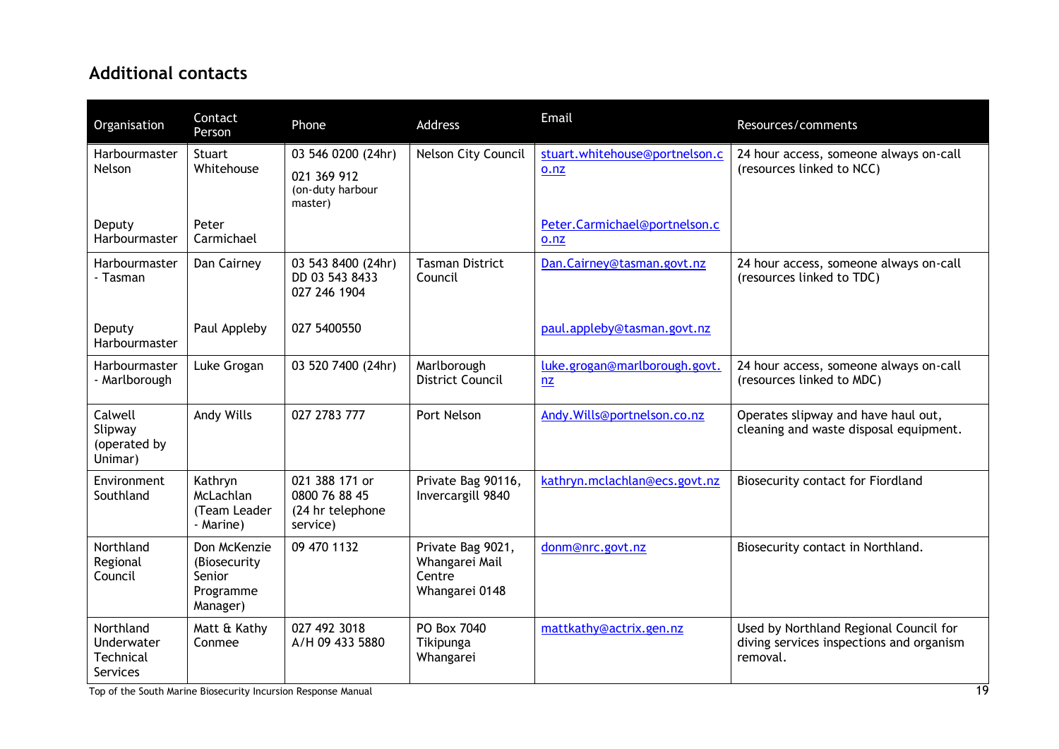## Additional contacts

| Organisation | Contact Person | Phone | Address | Email | Resources/comments |
|---|---|---|---|---|---|
| Harbourmaster Nelson | Stuart Whitehouse | 03 546 0200 (24hr)<br>021 369 912 (on-duty harbour master) | Nelson City Council | stuart.whitehouse@portnelson.co.nz | 24 hour access, someone always on-call (resources linked to NCC) |
| Deputy Harbourmaster | Peter Carmichael | | | Peter.Carmichael@portnelson.co.nz | |
| Harbourmaster - Tasman | Dan Cairney | 03 543 8400 (24hr)<br>DD 03 543 8433<br>027 246 1904 | Tasman District Council | Dan.Cairney@tasman.govt.nz | 24 hour access, someone always on-call (resources linked to TDC) |
| Deputy Harbourmaster | Paul Appleby | 027 5400550 | | paul.appleby@tasman.govt.nz | |
| Harbourmaster - Marlborough | Luke Grogan | 03 520 7400 (24hr) | Marlborough District Council | luke.grogan@marlborough.govt.nz | 24 hour access, someone always on-call (resources linked to MDC) |
| Calwell Slipway (operated by Unimar) | Andy Wills | 027 2783 777 | Port Nelson | Andy.Wills@portnelson.co.nz | Operates slipway and have haul out, cleaning and waste disposal equipment. |
| Environment Southland | Kathryn McLachlan (Team Leader - Marine) | 021 388 171 or 0800 76 88 45 (24 hr telephone service) | Private Bag 90116, Invercargill 9840 | kathryn.mclachlan@ecs.govt.nz | Biosecurity contact for Fiordland |
| Northland Regional Council | Don McKenzie (Biosecurity Senior Programme Manager) | 09 470 1132 | Private Bag 9021, Whangarei Mail Centre Whangarei 0148 | donm@nrc.govt.nz | Biosecurity contact in Northland. |
| Northland Underwater Technical Services | Matt & Kathy Conmee | 027 492 3018<br>A/H 09 433 5880 | PO Box 7040 Tikipunga Whangarei | mattkathy@actrix.gen.nz | Used by Northland Regional Council for diving services inspections and organism removal. |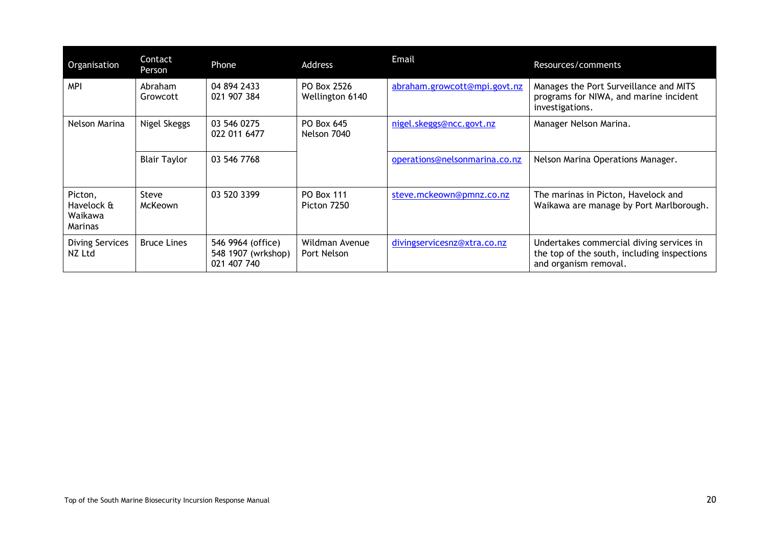| Organisation | Contact Person | Phone | Address | Email | Resources/comments |
|---|---|---|---|---|---|
| MPI | Abraham Growcott | 04 894 2433<br>021 907 384 | PO Box 2526<br>Wellington 6140 | abraham.growcott@mpi.govt.nz | Manages the Port Surveillance and MITS programs for NIWA, and marine incident investigations. |
| Nelson Marina | Nigel Skeggs | 03 546 0275<br>022 011 6477 | PO Box 645<br>Nelson 7040 | nigel.skeggs@ncc.govt.nz | Manager Nelson Marina. |
| | Blair Taylor | 03 546 7768 | | operations@nelsonmarina.co.nz | Nelson Marina Operations Manager. |
| Picton, Havelock & Waikawa Marinas | Steve McKeown | 03 520 3399 | PO Box 111<br>Picton 7250 | steve.mckeown@pmnz.co.nz | The marinas in Picton, Havelock and Waikawa are manage by Port Marlborough. |
| Diving Services NZ Ltd | Bruce Lines | 546 9964 (office)<br>548 1907 (wrkshop)<br>021 407 740 | Wildman Avenue<br>Port Nelson | divingservicesnz@xtra.co.nz | Undertakes commercial diving services in the top of the south, including inspections and organism removal. |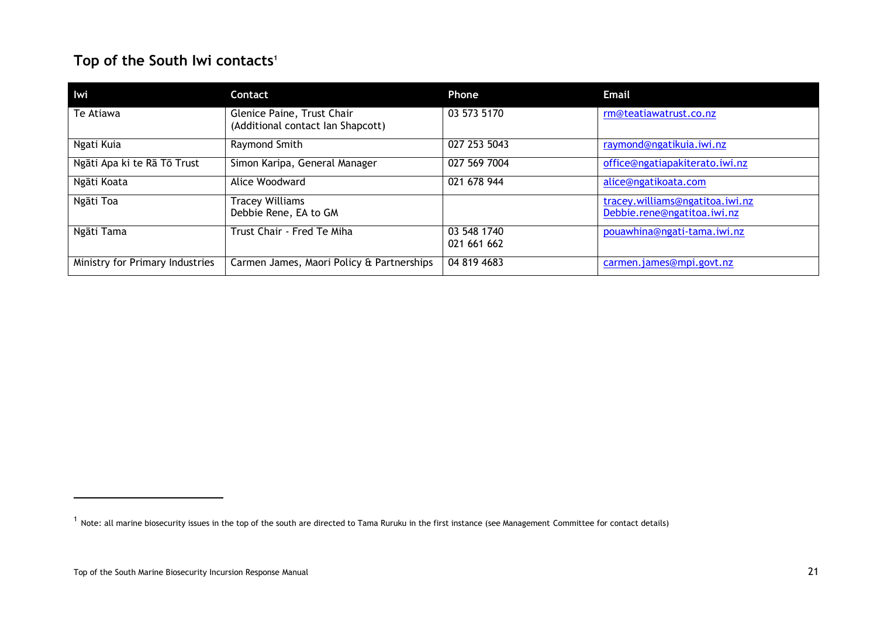## Top of the South Iwi contacts[1]

| Iwi | Contact | Phone | Email |
| --- | --- | --- | --- |
| Te Atiawa | Glenice Paine, Trust Chair<br>(Additional contact Ian Shapcott) | 03 573 5170 | rm@teatiawatrust.co.nz |
| Ngati Kuia | Raymond Smith | 027 253 5043 | raymond@ngatikuia.iwi.nz |
| Ngāti Apa ki te Rā Tō Trust | Simon Karipa, General Manager | 027 569 7004 | office@ngatiapakiterato.iwi.nz |
| Ngāti Koata | Alice Woodward | 021 678 944 | alice@ngatikoata.com |
| Ngāti Toa | Tracey Williams<br>Debbie Rene, EA to GM | | tracey.williams@ngatitoa.iwi.nz<br>Debbie.rene@ngatitoa.iwi.nz |
| Ngāti Tama | Trust Chair - Fred Te Miha | 03 548 1740<br>021 661 662 | pouawhina@ngati-tama.iwi.nz |
| Ministry for Primary Industries | Carmen James, Maori Policy & Partnerships | 04 819 4683 | carmen.james@mpi.govt.nz |

[1] Note: all marine biosecurity issues in the top of the south are directed to Tama Ruruku in the first instance (see Management Committee for contact details)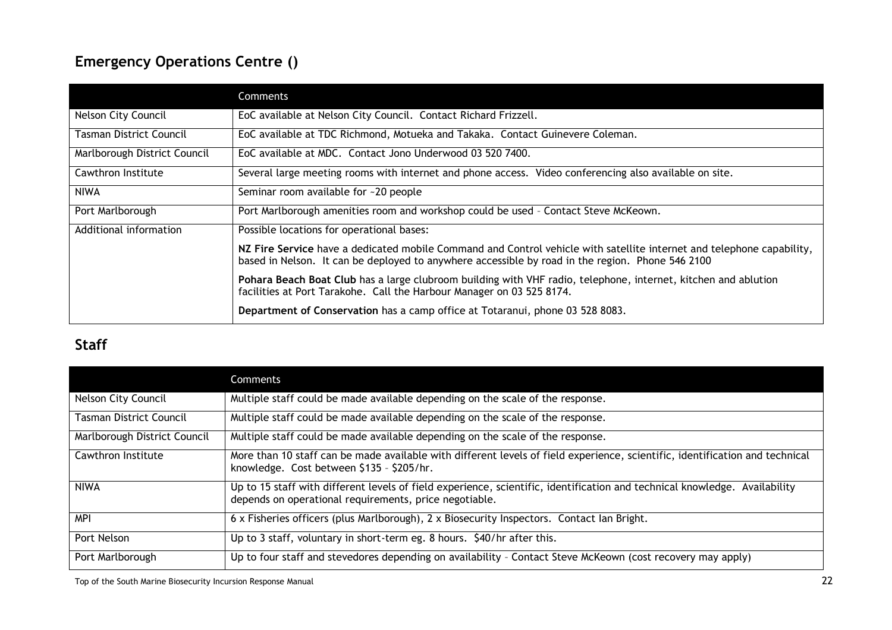## Emergency Operations Centre ()

| | Comments |
|---|---|
| Nelson City Council | EoC available at Nelson City Council. Contact Richard Frizzell. |
| Tasman District Council | EoC available at TDC Richmond, Motueka and Takaka. Contact Guinevere Coleman. |
| Marlborough District Council | EoC available at MDC. Contact Jono Underwood 03 520 7400. |
| Cawthron Institute | Several large meeting rooms with internet and phone access. Video conferencing also available on site. |
| NIWA | Seminar room available for ~20 people |
| Port Marlborough | Port Marlborough amenities room and workshop could be used – Contact Steve McKeown. |
| Additional information | Possible locations for operational bases:<br><br>**NZ Fire Service** have a dedicated mobile Command and Control vehicle with satellite internet and telephone capability, based in Nelson. It can be deployed to anywhere accessible by road in the region. Phone 546 2100<br><br>**Pohara Beach Boat Club** has a large clubroom building with VHF radio, telephone, internet, kitchen and ablution facilities at Port Tarakohe. Call the Harbour Manager on 03 525 8174.<br><br>**Department of Conservation** has a camp office at Totaranui, phone 03 528 8083. |

## Staff

| | Comments |
|---|---|
| Nelson City Council | Multiple staff could be made available depending on the scale of the response. |
| Tasman District Council | Multiple staff could be made available depending on the scale of the response. |
| Marlborough District Council | Multiple staff could be made available depending on the scale of the response. |
| Cawthron Institute | More than 10 staff can be made available with different levels of field experience, scientific, identification and technical knowledge. Cost between $135 – $205/hr. |
| NIWA | Up to 15 staff with different levels of field experience, scientific, identification and technical knowledge. Availability depends on operational requirements, price negotiable. |
| MPI | 6 x Fisheries officers (plus Marlborough), 2 x Biosecurity Inspectors. Contact Ian Bright. |
| Port Nelson | Up to 3 staff, voluntary in short-term eg. 8 hours. $40/hr after this. |
| Port Marlborough | Up to four staff and stevedores depending on availability – Contact Steve McKeown (cost recovery may apply) |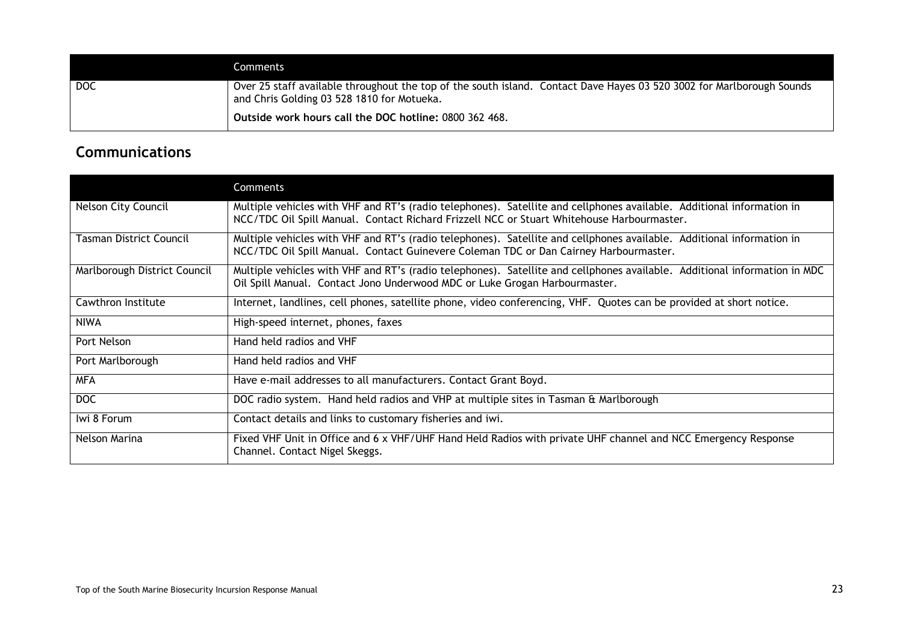| | Comments |
|---|---|
| DOC | Over 25 staff available throughout the top of the south island. Contact Dave Hayes 03 520 3002 for Marlborough Sounds and Chris Golding 03 528 1810 for Motueka.<br><br>**Outside work hours call the DOC hotline:** 0800 362 468. |

## Communications

| | Comments |
|---|---|
| Nelson City Council | Multiple vehicles with VHF and RT's (radio telephones). Satellite and cellphones available. Additional information in NCC/TDC Oil Spill Manual. Contact Richard Frizzell NCC or Stuart Whitehouse Harbourmaster. |
| Tasman District Council | Multiple vehicles with VHF and RT's (radio telephones). Satellite and cellphones available. Additional information in NCC/TDC Oil Spill Manual. Contact Guinevere Coleman TDC or Dan Cairney Harbourmaster. |
| Marlborough District Council | Multiple vehicles with VHF and RT's (radio telephones). Satellite and cellphones available. Additional information in MDC Oil Spill Manual. Contact Jono Underwood MDC or Luke Grogan Harbourmaster. |
| Cawthron Institute | Internet, landlines, cell phones, satellite phone, video conferencing, VHF. Quotes can be provided at short notice. |
| NIWA | High-speed internet, phones, faxes |
| Port Nelson | Hand held radios and VHF |
| Port Marlborough | Hand held radios and VHF |
| MFA | Have e-mail addresses to all manufacturers. Contact Grant Boyd. |
| DOC | DOC radio system. Hand held radios and VHP at multiple sites in Tasman & Marlborough |
| Iwi 8 Forum | Contact details and links to customary fisheries and iwi. |
| Nelson Marina | Fixed VHF Unit in Office and 6 x VHF/UHF Hand Held Radios with private UHF channel and NCC Emergency Response Channel. Contact Nigel Skeggs. |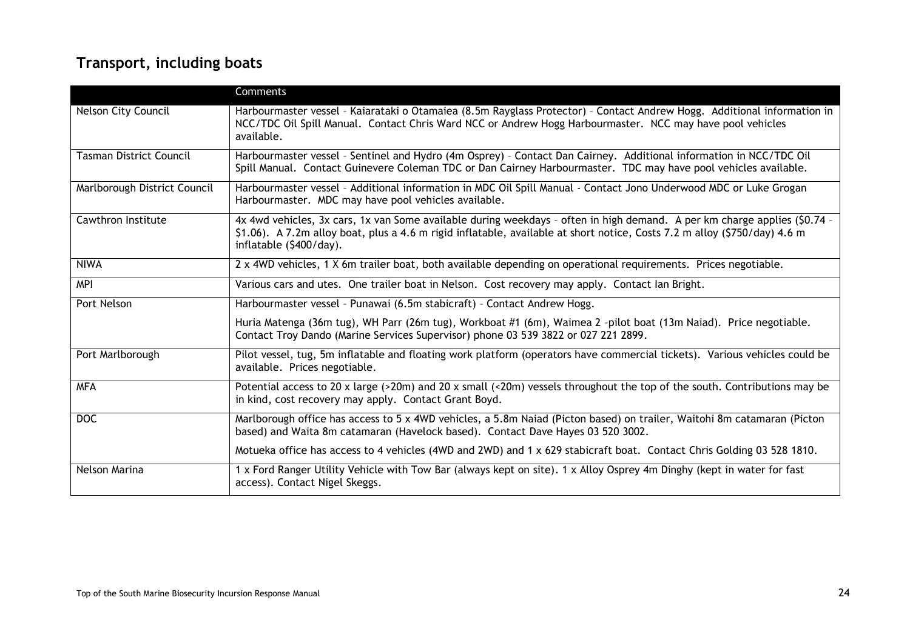## Transport, including boats

| | Comments |
|---|---|
| Nelson City Council | Harbourmaster vessel – Kaiarataki o Otamaiea (8.5m Rayglass Protector) – Contact Andrew Hogg. Additional information in NCC/TDC Oil Spill Manual. Contact Chris Ward NCC or Andrew Hogg Harbourmaster. NCC may have pool vehicles available. |
| Tasman District Council | Harbourmaster vessel – Sentinel and Hydro (4m Osprey) – Contact Dan Cairney. Additional information in NCC/TDC Oil Spill Manual. Contact Guinevere Coleman TDC or Dan Cairney Harbourmaster. TDC may have pool vehicles available. |
| Marlborough District Council | Harbourmaster vessel – Additional information in MDC Oil Spill Manual - Contact Jono Underwood MDC or Luke Grogan Harbourmaster. MDC may have pool vehicles available. |
| Cawthron Institute | 4x 4wd vehicles, 3x cars, 1x van Some available during weekdays – often in high demand. A per km charge applies ($0.74 – $1.06). A 7.2m alloy boat, plus a 4.6 m rigid inflatable, available at short notice, Costs 7.2 m alloy ($750/day) 4.6 m inflatable ($400/day). |
| NIWA | 2 x 4WD vehicles, 1 X 6m trailer boat, both available depending on operational requirements. Prices negotiable. |
| MPI | Various cars and utes. One trailer boat in Nelson. Cost recovery may apply. Contact Ian Bright. |
| Port Nelson | Harbourmaster vessel – Punawai (6.5m stabicraft) – Contact Andrew Hogg.<br><br>Huria Matenga (36m tug), WH Parr (26m tug), Workboat #1 (6m), Waimea 2 –pilot boat (13m Naiad). Price negotiable. Contact Troy Dando (Marine Services Supervisor) phone 03 539 3822 or 027 221 2899. |
| Port Marlborough | Pilot vessel, tug, 5m inflatable and floating work platform (operators have commercial tickets). Various vehicles could be available. Prices negotiable. |
| MFA | Potential access to 20 x large (>20m) and 20 x small (<20m) vessels throughout the top of the south. Contributions may be in kind, cost recovery may apply. Contact Grant Boyd. |
| DOC | Marlborough office has access to 5 x 4WD vehicles, a 5.8m Naiad (Picton based) on trailer, Waitohi 8m catamaran (Picton based) and Waita 8m catamaran (Havelock based). Contact Dave Hayes 03 520 3002.<br><br>Motueka office has access to 4 vehicles (4WD and 2WD) and 1 x 629 stabicraft boat. Contact Chris Golding 03 528 1810. |
| Nelson Marina | 1 x Ford Ranger Utility Vehicle with Tow Bar (always kept on site). 1 x Alloy Osprey 4m Dinghy (kept in water for fast access). Contact Nigel Skeggs. |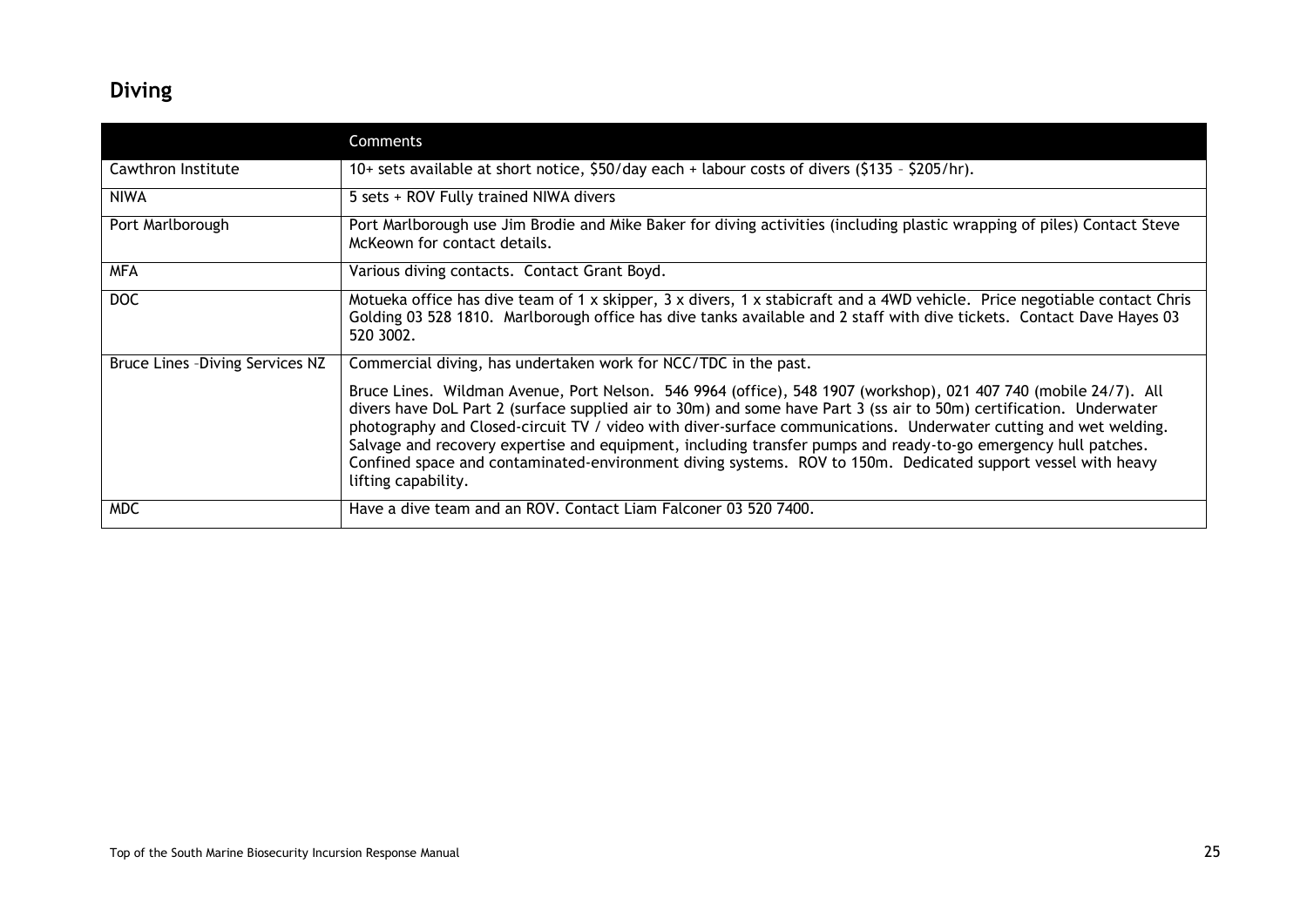## Diving

| | Comments |
|---|---|
| Cawthron Institute | 10+ sets available at short notice, $50/day each + labour costs of divers ($135 – $205/hr). |
| NIWA | 5 sets + ROV Fully trained NIWA divers |
| Port Marlborough | Port Marlborough use Jim Brodie and Mike Baker for diving activities (including plastic wrapping of piles) Contact Steve McKeown for contact details. |
| MFA | Various diving contacts. Contact Grant Boyd. |
| DOC | Motueka office has dive team of 1 x skipper, 3 x divers, 1 x stabicraft and a 4WD vehicle. Price negotiable contact Chris Golding 03 528 1810. Marlborough office has dive tanks available and 2 staff with dive tickets. Contact Dave Hayes 03 520 3002. |
| Bruce Lines –Diving Services NZ | Commercial diving, has undertaken work for NCC/TDC in the past.<br><br>Bruce Lines. Wildman Avenue, Port Nelson. 546 9964 (office), 548 1907 (workshop), 021 407 740 (mobile 24/7). All divers have DoL Part 2 (surface supplied air to 30m) and some have Part 3 (ss air to 50m) certification. Underwater photography and Closed-circuit TV / video with diver-surface communications. Underwater cutting and wet welding. Salvage and recovery expertise and equipment, including transfer pumps and ready-to-go emergency hull patches. Confined space and contaminated-environment diving systems. ROV to 150m. Dedicated support vessel with heavy lifting capability. |
| MDC | Have a dive team and an ROV. Contact Liam Falconer 03 520 7400. |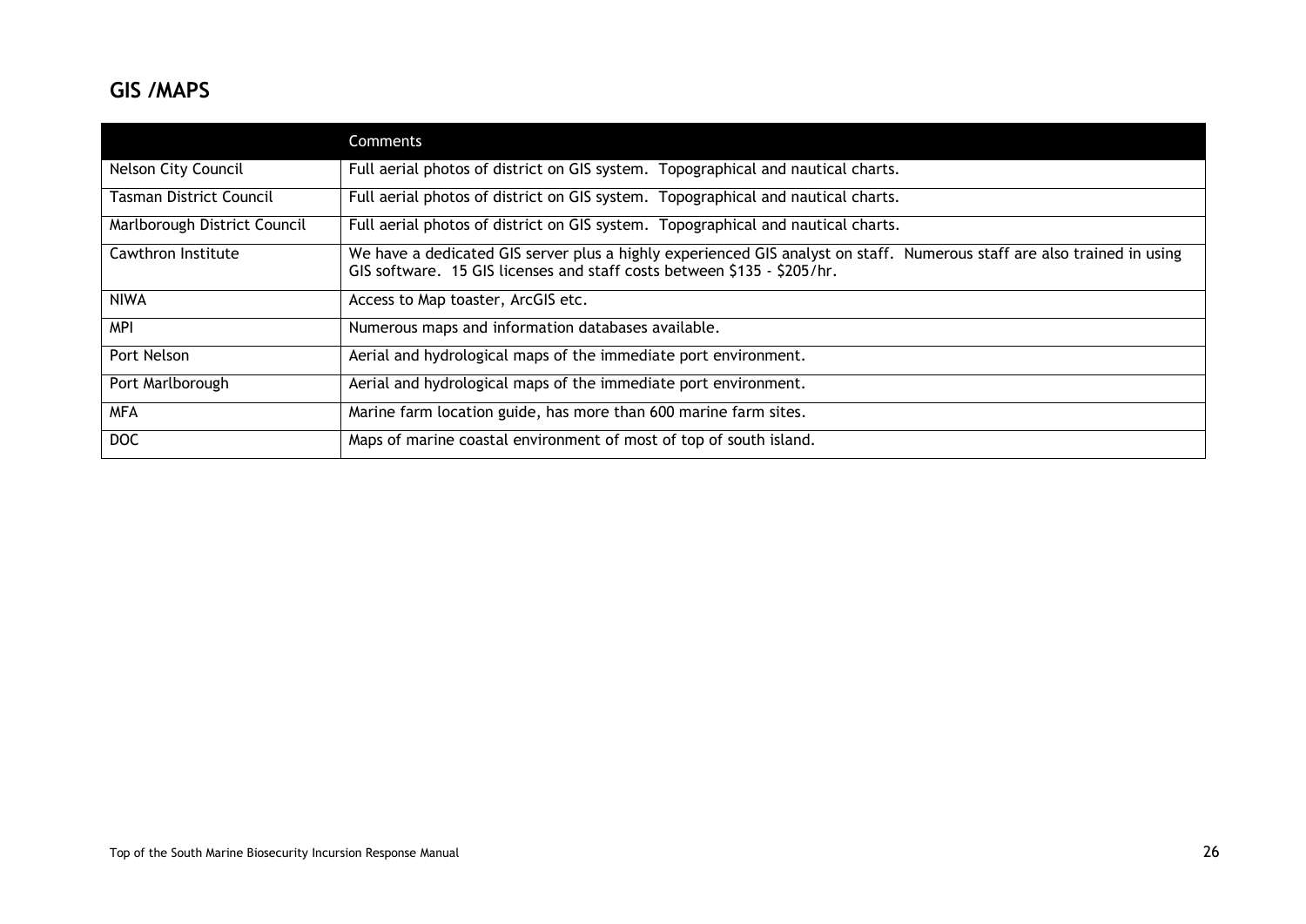## GIS /MAPS

| | Comments |
|---|---|
| Nelson City Council | Full aerial photos of district on GIS system. Topographical and nautical charts. |
| Tasman District Council | Full aerial photos of district on GIS system. Topographical and nautical charts. |
| Marlborough District Council | Full aerial photos of district on GIS system. Topographical and nautical charts. |
| Cawthron Institute | We have a dedicated GIS server plus a highly experienced GIS analyst on staff. Numerous staff are also trained in using GIS software. 15 GIS licenses and staff costs between $135 - $205/hr. |
| NIWA | Access to Map toaster, ArcGIS etc. |
| MPI | Numerous maps and information databases available. |
| Port Nelson | Aerial and hydrological maps of the immediate port environment. |
| Port Marlborough | Aerial and hydrological maps of the immediate port environment. |
| MFA | Marine farm location guide, has more than 600 marine farm sites. |
| DOC | Maps of marine coastal environment of most of top of south island. |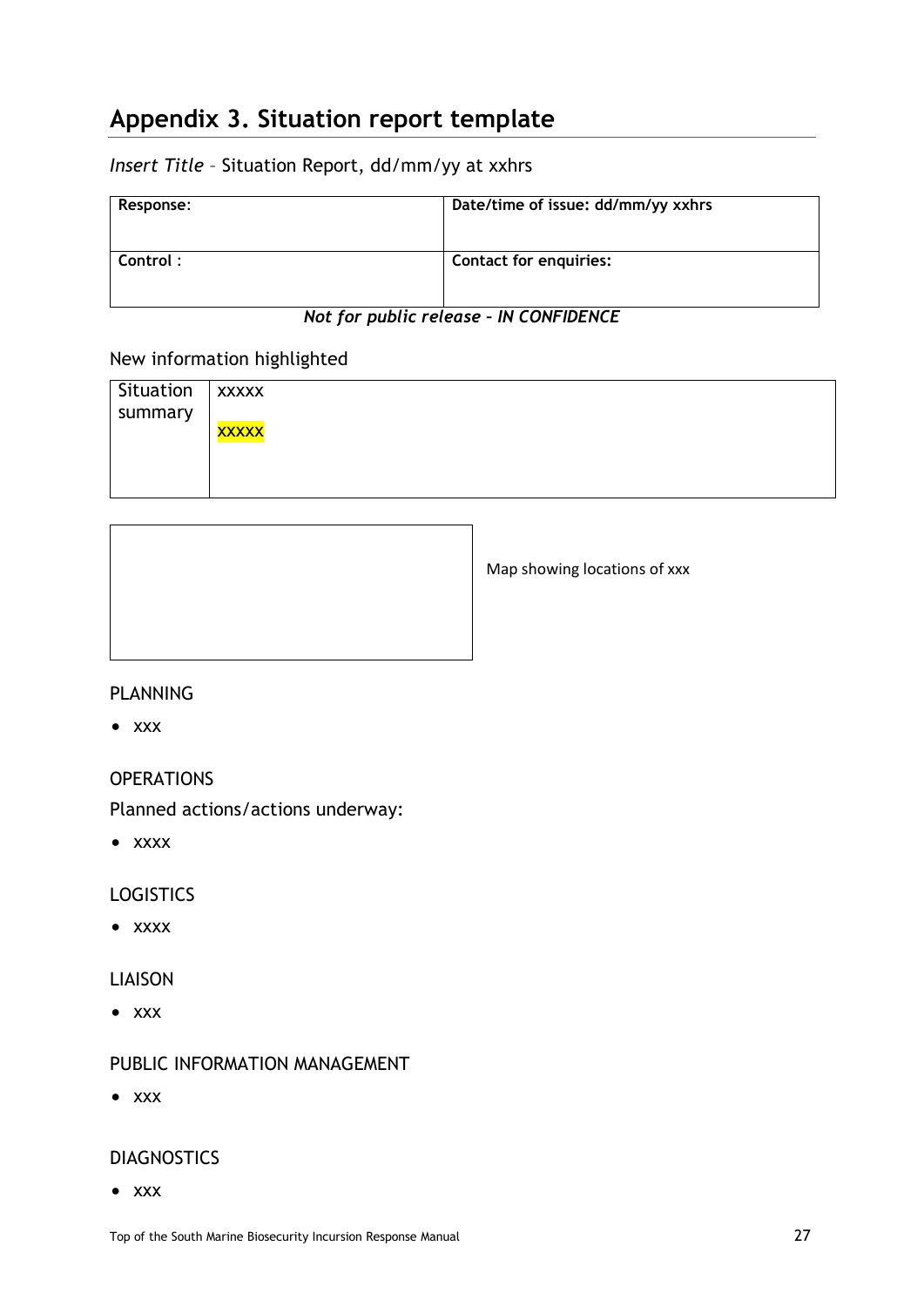## Appendix 3. Situation report template

*Insert Title* – Situation Report, dd/mm/yy at xxhrs

| | |
|---|---|
| **Response**: | **Date/time of issue: dd/mm/yy xxhrs** |
| **Control :** | **Contact for enquiries:** |

***Not for public release – IN CONFIDENCE***

New information highlighted

| | |
|---|---|
| Situation summary | xxxxx<br><br>xxxxx |

Map showing locations of xxx

PLANNING

- xxx

OPERATIONS

Planned actions/actions underway:

- xxxx

LOGISTICS

- xxxx

LIAISON

- xxx

PUBLIC INFORMATION MANAGEMENT

- xxx

DIAGNOSTICS

- xxx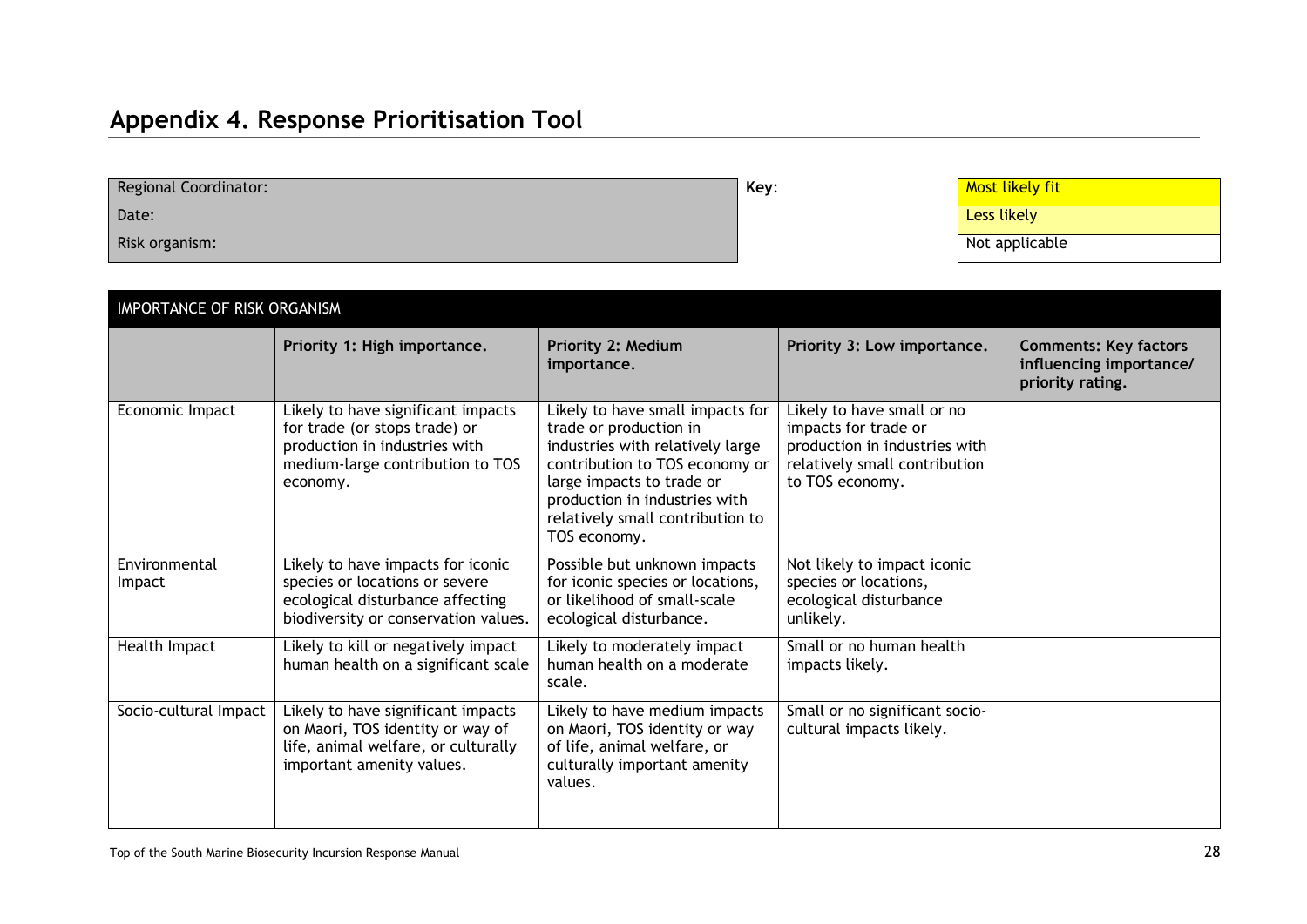# Appendix 4. Response Prioritisation Tool

| | |
|---|---|
| Regional Coordinator: | |
| Date: | |
| Risk organism: | |

**Key**:

| |
|---|
| Most likely fit |
| Less likely |
| Not applicable |

| IMPORTANCE OF RISK ORGANISM | | | | |
|---|---|---|---|---|
| | **Priority 1: High importance.** | **Priority 2: Medium importance.** | **Priority 3: Low importance.** | **Comments: Key factors influencing importance/ priority rating.** |
| Economic Impact | Likely to have significant impacts for trade (or stops trade) or production in industries with medium-large contribution to TOS economy. | Likely to have small impacts for trade or production in industries with relatively large contribution to TOS economy or large impacts to trade or production in industries with relatively small contribution to TOS economy. | Likely to have small or no impacts for trade or production in industries with relatively small contribution to TOS economy. | |
| Environmental Impact | Likely to have impacts for iconic species or locations or severe ecological disturbance affecting biodiversity or conservation values. | Possible but unknown impacts for iconic species or locations, or likelihood of small-scale ecological disturbance. | Not likely to impact iconic species or locations, ecological disturbance unlikely. | |
| Health Impact | Likely to kill or negatively impact human health on a significant scale | Likely to moderately impact human health on a moderate scale. | Small or no human health impacts likely. | |
| Socio-cultural Impact | Likely to have significant impacts on Maori, TOS identity or way of life, animal welfare, or culturally important amenity values. | Likely to have medium impacts on Maori, TOS identity or way of life, animal welfare, or culturally important amenity values. | Small or no significant socio-cultural impacts likely. | |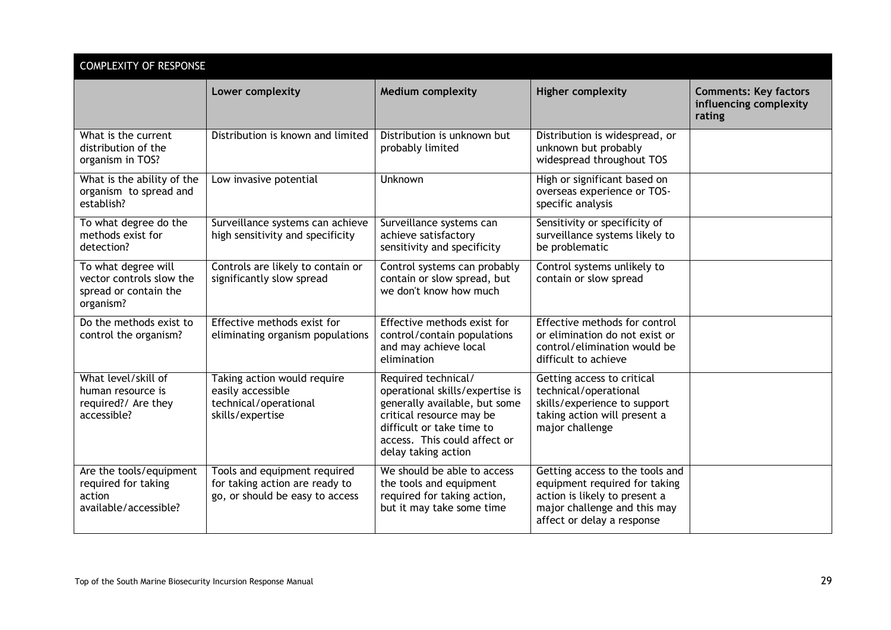| COMPLEXITY OF RESPONSE | | | | |
|---|---|---|---|---|
| | **Lower complexity** | **Medium complexity** | **Higher complexity** | **Comments: Key factors influencing complexity rating** |
| What is the current distribution of the organism in TOS? | Distribution is known and limited | Distribution is unknown but probably limited | Distribution is widespread, or unknown but probably widespread throughout TOS | |
| What is the ability of the organism to spread and establish? | Low invasive potential | Unknown | High or significant based on overseas experience or TOS-specific analysis | |
| To what degree do the methods exist for detection? | Surveillance systems can achieve high sensitivity and specificity | Surveillance systems can achieve satisfactory sensitivity and specificity | Sensitivity or specificity of surveillance systems likely to be problematic | |
| To what degree will vector controls slow the spread or contain the organism? | Controls are likely to contain or significantly slow spread | Control systems can probably contain or slow spread, but we don't know how much | Control systems unlikely to contain or slow spread | |
| Do the methods exist to control the organism? | Effective methods exist for eliminating organism populations | Effective methods exist for control/contain populations and may achieve local elimination | Effective methods for control or elimination do not exist or control/elimination would be difficult to achieve | |
| What level/skill of human resource is required?/ Are they accessible? | Taking action would require easily accessible technical/operational skills/expertise | Required technical/ operational skills/expertise is generally available, but some critical resource may be difficult or take time to access. This could affect or delay taking action | Getting access to critical technical/operational skills/experience to support taking action will present a major challenge | |
| Are the tools/equipment required for taking action available/accessible? | Tools and equipment required for taking action are ready to go, or should be easy to access | We should be able to access the tools and equipment required for taking action, but it may take some time | Getting access to the tools and equipment required for taking action is likely to present a major challenge and this may affect or delay a response | |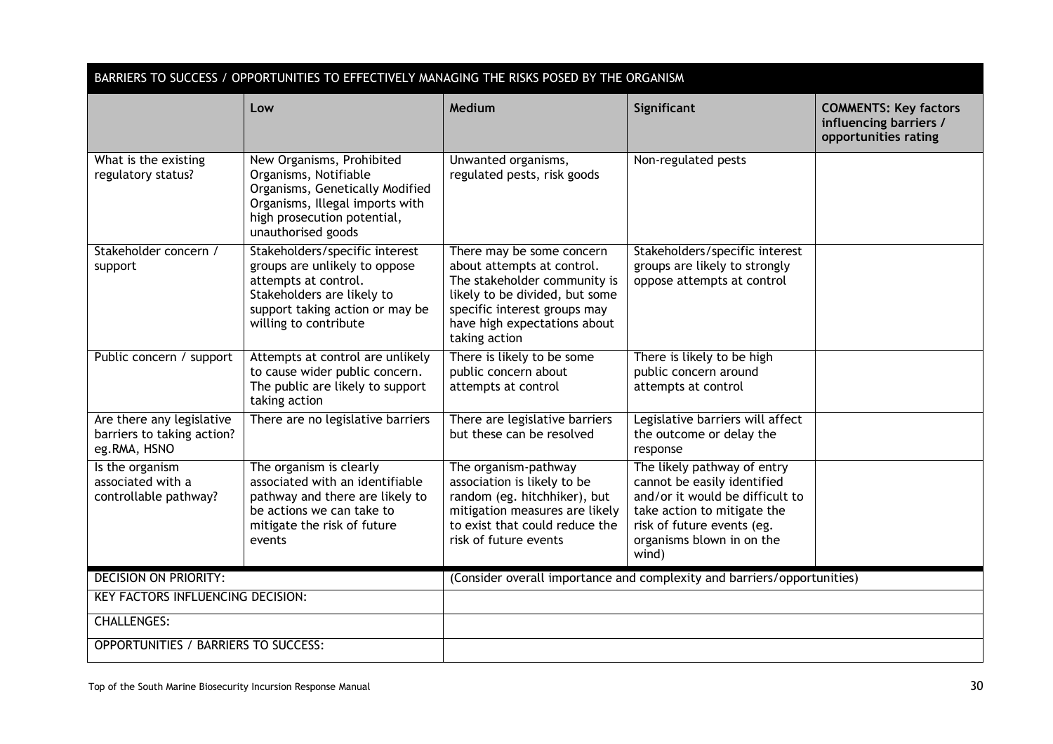| BARRIERS TO SUCCESS / OPPORTUNITIES TO EFFECTIVELY MANAGING THE RISKS POSED BY THE ORGANISM | | | | |
|---|---|---|---|---|
| | **Low** | **Medium** | **Significant** | **COMMENTS: Key factors influencing barriers / opportunities rating** |
| What is the existing regulatory status? | New Organisms, Prohibited Organisms, Notifiable Organisms, Genetically Modified Organisms, Illegal imports with high prosecution potential, unauthorised goods | Unwanted organisms, regulated pests, risk goods | Non-regulated pests | |
| Stakeholder concern / support | Stakeholders/specific interest groups are unlikely to oppose attempts at control. Stakeholders are likely to support taking action or may be willing to contribute | There may be some concern about attempts at control. The stakeholder community is likely to be divided, but some specific interest groups may have high expectations about taking action | Stakeholders/specific interest groups are likely to strongly oppose attempts at control | |
| Public concern / support | Attempts at control are unlikely to cause wider public concern. The public are likely to support taking action | There is likely to be some public concern about attempts at control | There is likely to be high public concern around attempts at control | |
| Are there any legislative barriers to taking action? eg.RMA, HSNO | There are no legislative barriers | There are legislative barriers but these can be resolved | Legislative barriers will affect the outcome or delay the response | |
| Is the organism associated with a controllable pathway? | The organism is clearly associated with an identifiable pathway and there are likely to be actions we can take to mitigate the risk of future events | The organism-pathway association is likely to be random (eg. hitchhiker), but mitigation measures are likely to exist that could reduce the risk of future events | The likely pathway of entry cannot be easily identified and/or it would be difficult to take action to mitigate the risk of future events (eg. organisms blown in on the wind) | |

| | |
|---|---|
| DECISION ON PRIORITY: | (Consider overall importance and complexity and barriers/opportunities) |
| KEY FACTORS INFLUENCING DECISION: | |
| CHALLENGES: | |
| OPPORTUNITIES / BARRIERS TO SUCCESS: | |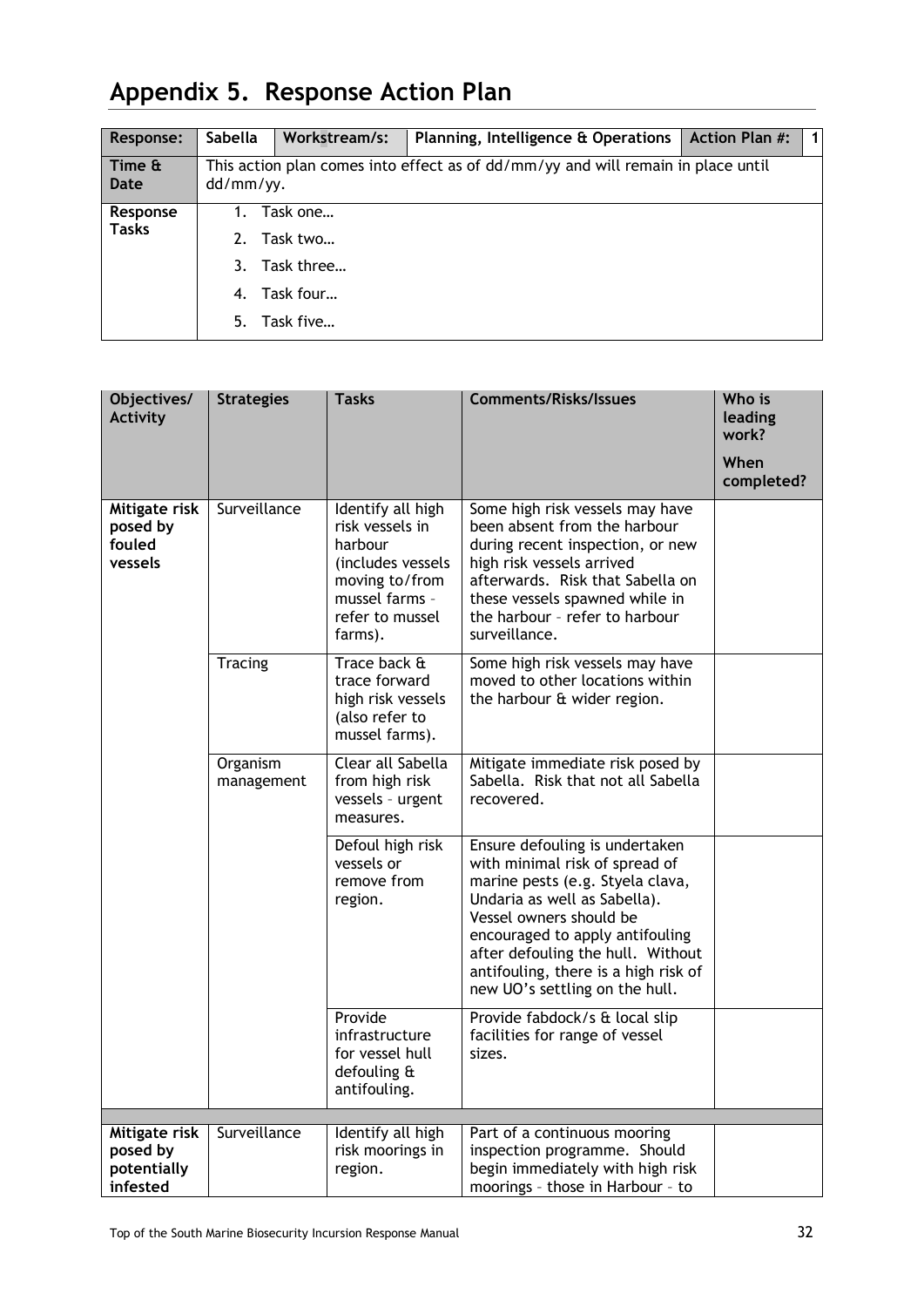# Appendix 5. Response Action Plan

| Response: | Sabella | Workstream/s: | Planning, Intelligence & Operations | Action Plan #: | 1 |
|---|---|---|---|---|---|
| Time & Date | This action plan comes into effect as of dd/mm/yy and will remain in place until dd/mm/yy. | | | | |
| Response Tasks | 1. Task one…<br>2. Task two…<br>3. Task three…<br>4. Task four…<br>5. Task five… | | | | |

| Objectives/ Activity | Strategies | Tasks | Comments/Risks/Issues | Who is leading work? When completed? |
|---|---|---|---|---|
| **Mitigate risk posed by fouled vessels** | Surveillance | Identify all high risk vessels in harbour (includes vessels moving to/from mussel farms – refer to mussel farms). | Some high risk vessels may have been absent from the harbour during recent inspection, or new high risk vessels arrived afterwards. Risk that Sabella on these vessels spawned while in the harbour – refer to harbour surveillance. | |
| | Tracing | Trace back & trace forward high risk vessels (also refer to mussel farms). | Some high risk vessels may have moved to other locations within the harbour & wider region. | |
| | Organism management | Clear all Sabella from high risk vessels – urgent measures. | Mitigate immediate risk posed by Sabella. Risk that not all Sabella recovered. | |
| | | Defoul high risk vessels or remove from region. | Ensure defouling is undertaken with minimal risk of spread of marine pests (e.g. Styela clava, Undaria as well as Sabella). Vessel owners should be encouraged to apply antifouling after defouling the hull. Without antifouling, there is a high risk of new UO's settling on the hull. | |
| | | Provide infrastructure for vessel hull defouling & antifouling. | Provide fabdock/s & local slip facilities for range of vessel sizes. | |
| | | | | |
| **Mitigate risk posed by potentially infested** | Surveillance | Identify all high risk moorings in region. | Part of a continuous mooring inspection programme. Should begin immediately with high risk moorings – those in Harbour – to | |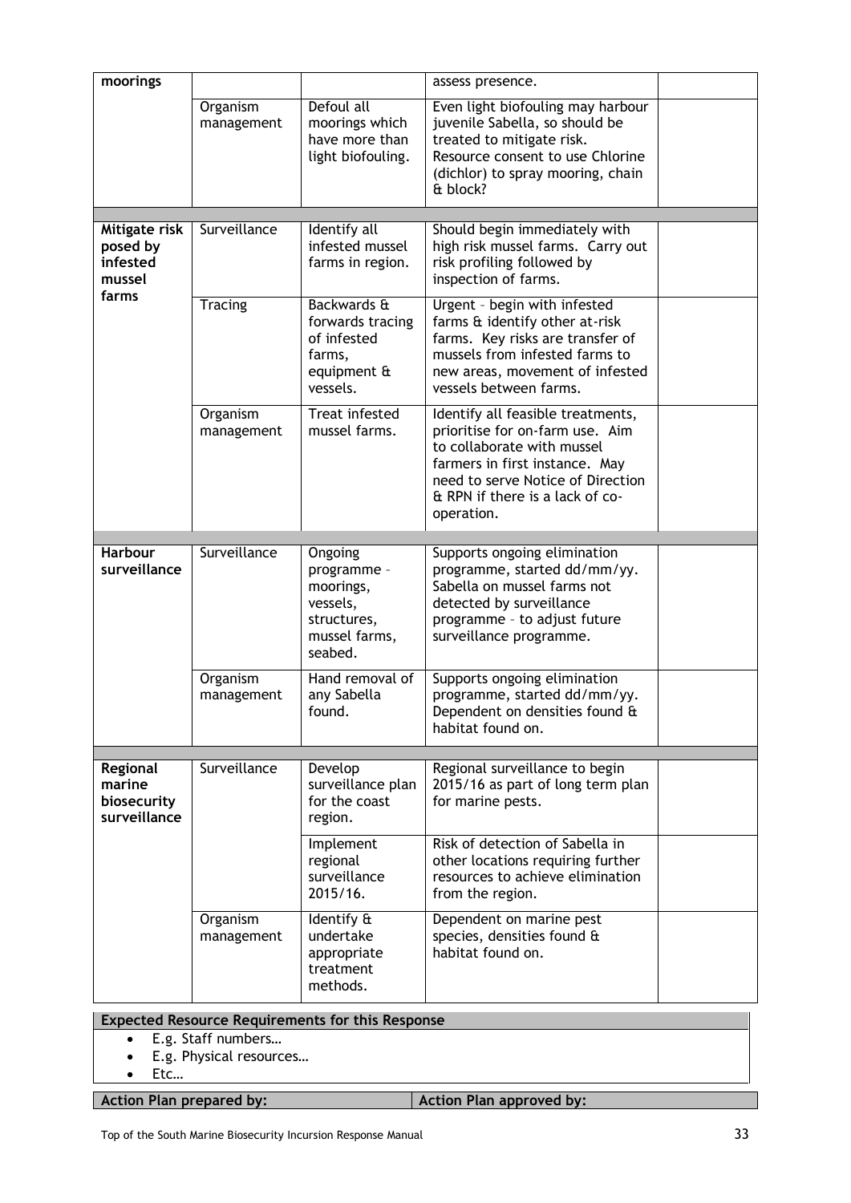| | | | | |
|---|---|---|---|---|
| moorings | | | assess presence. | |
| | Organism management | Defoul all moorings which have more than light biofouling. | Even light biofouling may harbour juvenile Sabella, so should be treated to mitigate risk. Resource consent to use Chlorine (dichlor) to spray mooring, chain & block? | |
| Mitigate risk posed by infested mussel farms | Surveillance | Identify all infested mussel farms in region. | Should begin immediately with high risk mussel farms. Carry out risk profiling followed by inspection of farms. | |
| | Tracing | Backwards & forwards tracing of infested farms, equipment & vessels. | Urgent – begin with infested farms & identify other at-risk farms. Key risks are transfer of mussels from infested farms to new areas, movement of infested vessels between farms. | |
| | Organism management | Treat infested mussel farms. | Identify all feasible treatments, prioritise for on-farm use. Aim to collaborate with mussel farmers in first instance. May need to serve Notice of Direction & RPN if there is a lack of co-operation. | |
| Harbour surveillance | Surveillance | Ongoing programme – moorings, vessels, structures, mussel farms, seabed. | Supports ongoing elimination programme, started dd/mm/yy. Sabella on mussel farms not detected by surveillance programme – to adjust future surveillance programme. | |
| | Organism management | Hand removal of any Sabella found. | Supports ongoing elimination programme, started dd/mm/yy. Dependent on densities found & habitat found on. | |
| Regional marine biosecurity surveillance | Surveillance | Develop surveillance plan for the coast region. | Regional surveillance to begin 2015/16 as part of long term plan for marine pests. | |
| | | Implement regional surveillance 2015/16. | Risk of detection of Sabella in other locations requiring further resources to achieve elimination from the region. | |
| | Organism management | Identify & undertake appropriate treatment methods. | Dependent on marine pest species, densities found & habitat found on. | |

**Expected Resource Requirements for this Response**

- E.g. Staff numbers…
- E.g. Physical resources…
- Etc…

| Action Plan prepared by: | Action Plan approved by: |
|---|---|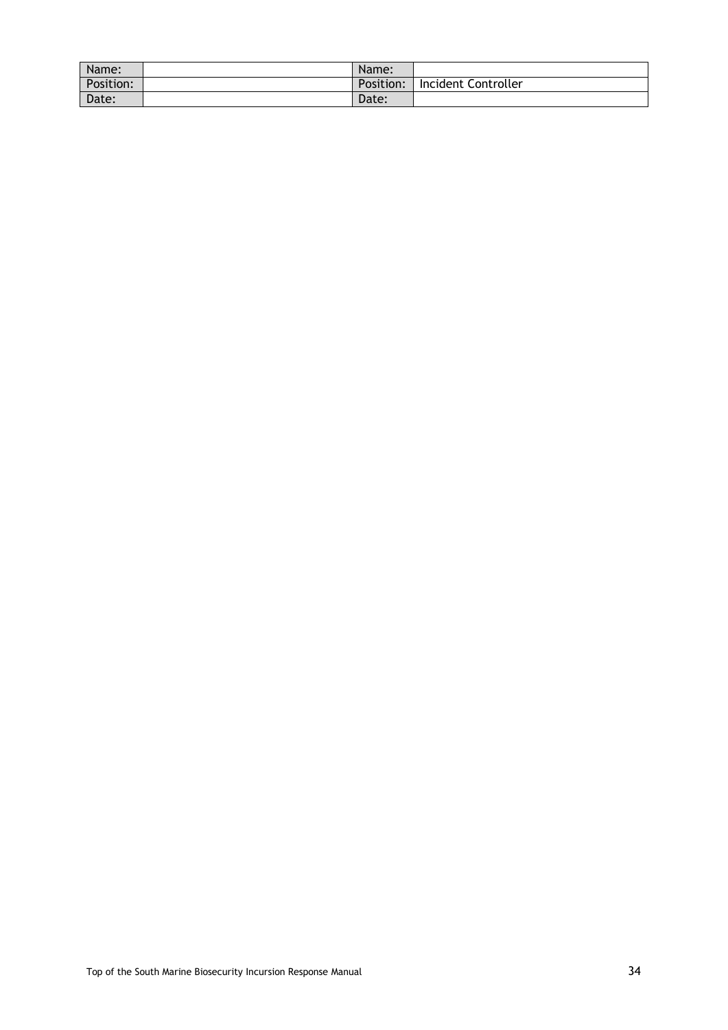| | | | |
|---|---|---|---|
| Name: | | Name: | |
| Position: | | Position: | Incident Controller |
| Date: | | Date: | |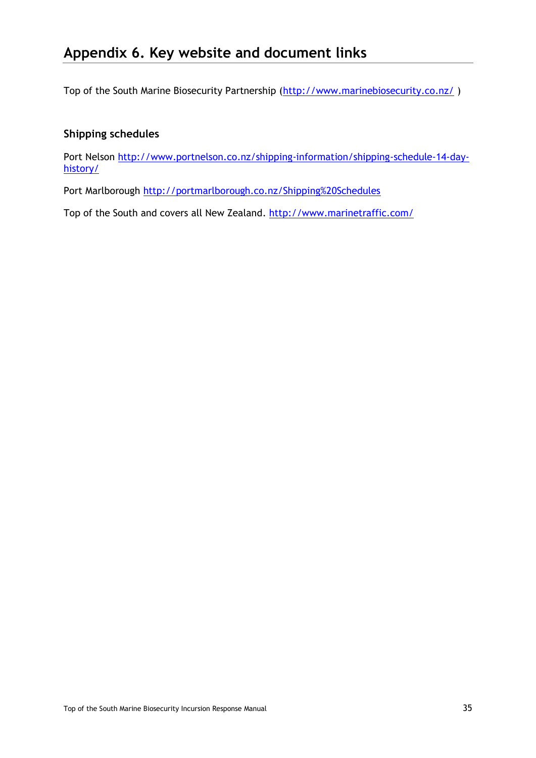# Appendix 6. Key website and document links

Top of the South Marine Biosecurity Partnership (http://www.marinebiosecurity.co.nz/ )

### Shipping schedules

Port Nelson http://www.portnelson.co.nz/shipping-information/shipping-schedule-14-day-history/

Port Marlborough http://portmarlborough.co.nz/Shipping%20Schedules

Top of the South and covers all New Zealand. http://www.marinetraffic.com/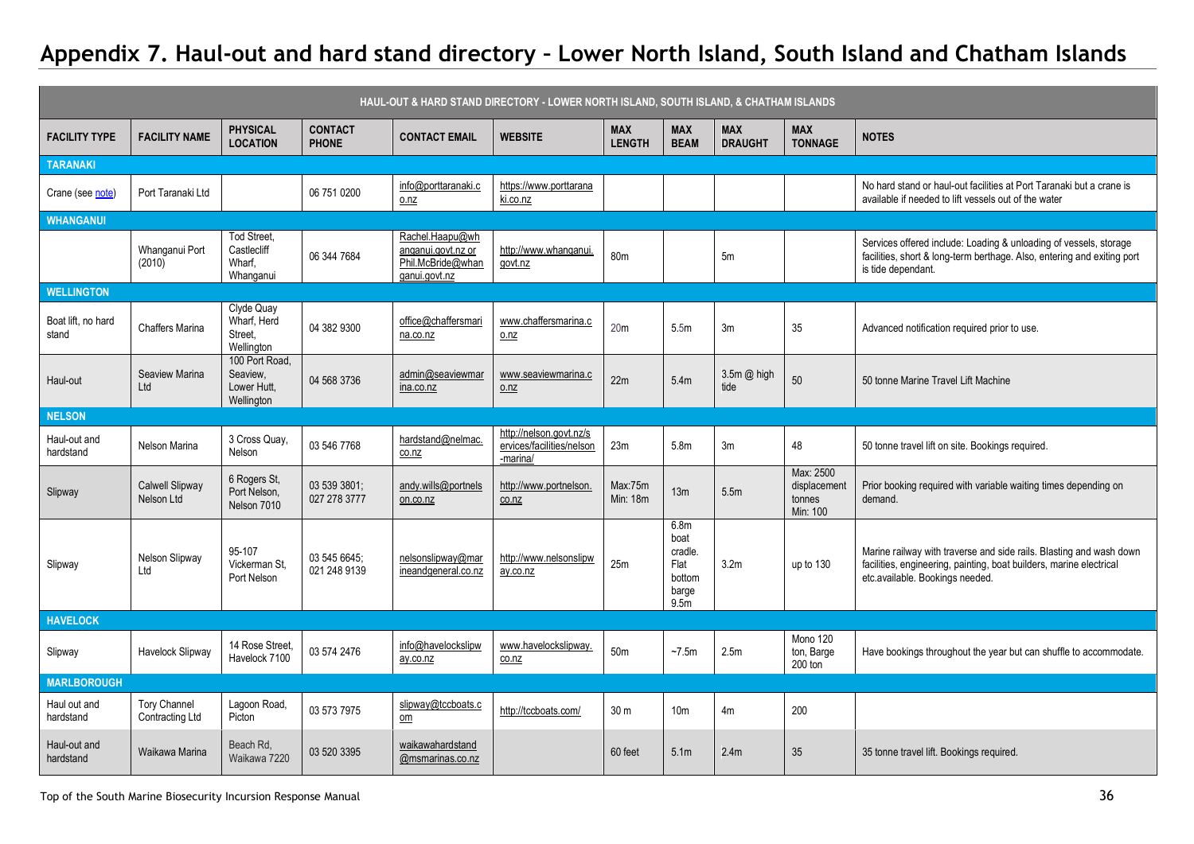# Appendix 7. Haul-out and hard stand directory – Lower North Island, South Island and Chatham Islands

| HAUL-OUT & HARD STAND DIRECTORY - LOWER NORTH ISLAND, SOUTH ISLAND, & CHATHAM ISLANDS | | | | | | | | | | |
|---|---|---|---|---|---|---|---|---|---|---|
| **FACILITY TYPE** | **FACILITY NAME** | **PHYSICAL LOCATION** | **CONTACT PHONE** | **CONTACT EMAIL** | **WEBSITE** | **MAX LENGTH** | **MAX BEAM** | **MAX DRAUGHT** | **MAX TONNAGE** | **NOTES** |
| **TARANAKI** | | | | | | | | | | |
| Crane (see note) | Port Taranaki Ltd | | 06 751 0200 | info@porttaranaki.co.nz | https://www.porttaranaki.co.nz | | | | | No hard stand or haul-out facilities at Port Taranaki but a crane is available if needed to lift vessels out of the water |
| **WHANGANUI** | | | | | | | | | | |
| | Whanganui Port (2010) | Tod Street, Castlecliff Wharf, Whanganui | 06 344 7684 | Rachel.Haapu@whanganui.govt.nz or Phil.McBride@whanganui.govt.nz | http://www.whanganui.govt.nz | 80m | | 5m | | Services offered include: Loading & unloading of vessels, storage facilities, short & long-term berthage. Also, entering and exiting port is tide dependant. |
| **WELLINGTON** | | | | | | | | | | |
| Boat lift, no hard stand | Chaffers Marina | Clyde Quay Wharf, Herd Street, Wellington | 04 382 9300 | office@chaffersmarina.co.nz | www.chaffersmarina.co.nz | 20m | 5.5m | 3m | 35 | Advanced notification required prior to use. |
| Haul-out | Seaview Marina Ltd | 100 Port Road, Seaview, Lower Hutt, Wellington | 04 568 3736 | admin@seaviewmarina.co.nz | www.seaviewmarina.co.nz | 22m | 5.4m | 3.5m @ high tide | 50 | 50 tonne Marine Travel Lift Machine |
| **NELSON** | | | | | | | | | | |
| Haul-out and hardstand | Nelson Marina | 3 Cross Quay, Nelson | 03 546 7768 | hardstand@nelmac.co.nz | http://nelson.govt.nz/services/facilities/nelson-marina/ | 23m | 5.8m | 3m | 48 | 50 tonne travel lift on site. Bookings required. |
| Slipway | Calwell Slipway Nelson Ltd | 6 Rogers St, Port Nelson, Nelson 7010 | 03 539 3801; 027 278 3777 | andy.wills@portnelson.co.nz | http://www.portnelson.co.nz | Max:75m Min: 18m | 13m | 5.5m | Max: 2500 displacement tonnes Min: 100 | Prior booking required with variable waiting times depending on demand. |
| Slipway | Nelson Slipway Ltd | 95-107 Vickerman St, Port Nelson | 03 545 6645; 021 248 9139 | nelsonslipway@marineandgeneral.co.nz | http://www.nelsonslipway.co.nz | 25m | 6.8m boat cradle. Flat bottom barge 9.5m | 3.2m | up to 130 | Marine railway with traverse and side rails. Blasting and wash down facilities, engineering, painting, boat builders, marine electrical etc.available. Bookings needed. |
| **HAVELOCK** | | | | | | | | | | |
| Slipway | Havelock Slipway | 14 Rose Street, Havelock 7100 | 03 574 2476 | info@havelockslipway.co.nz | www.havelockslipway.co.nz | 50m | ~7.5m | 2.5m | Mono 120 ton, Barge 200 ton | Have bookings throughout the year but can shuffle to accommodate. |
| **MARLBOROUGH** | | | | | | | | | | |
| Haul out and hardstand | Tory Channel Contracting Ltd | Lagoon Road, Picton | 03 573 7975 | slipway@tccboats.com | http://tccboats.com/ | 30 m | 10m | 4m | 200 | |
| Haul-out and hardstand | Waikawa Marina | Beach Rd, Waikawa 7220 | 03 520 3395 | waikawahardstand@msmarinas.co.nz | | 60 feet | 5.1m | 2.4m | 35 | 35 tonne travel lift. Bookings required. |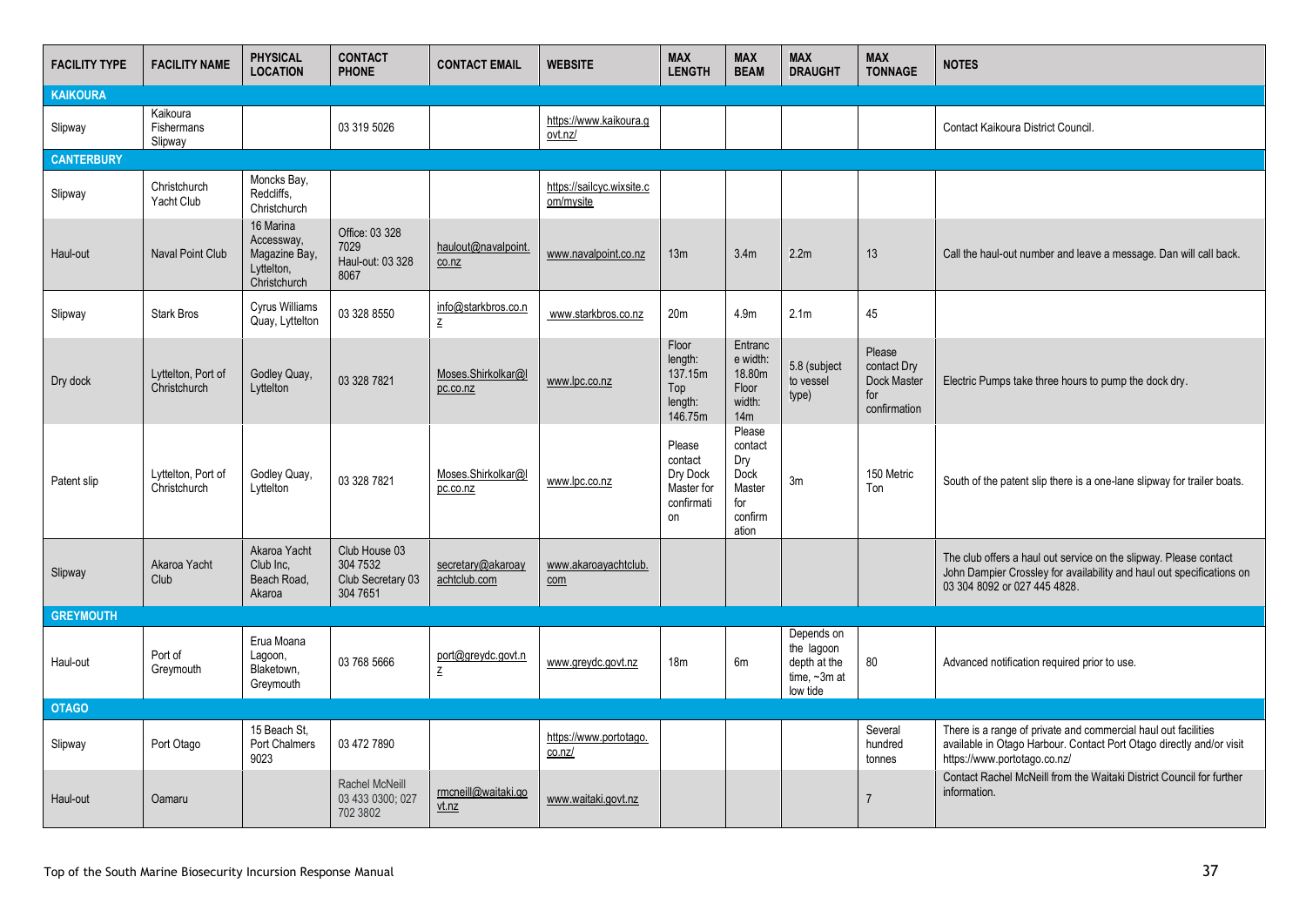| FACILITY TYPE | FACILITY NAME | PHYSICAL LOCATION | CONTACT PHONE | CONTACT EMAIL | WEBSITE | MAX LENGTH | MAX BEAM | MAX DRAUGHT | MAX TONNAGE | NOTES |
|---|---|---|---|---|---|---|---|---|---|---|
| **KAIKOURA** | | | | | | | | | | |
| Slipway | Kaikoura Fishermans Slipway | | 03 319 5026 | | https://www.kaikoura.govt.nz/ | | | | | Contact Kaikoura District Council. |
| **CANTERBURY** | | | | | | | | | | |
| Slipway | Christchurch Yacht Club | Moncks Bay, Redcliffs, Christchurch | | | https://sailcyc.wixsite.com/mysite | | | | | |
| Haul-out | Naval Point Club | 16 Marina Accessway, Magazine Bay, Lyttelton, Christchurch | Office: 03 328 7029 Haul-out: 03 328 8067 | haulout@navalpoint.co.nz | www.navalpoint.co.nz | 13m | 3.4m | 2.2m | 13 | Call the haul-out number and leave a message. Dan will call back. |
| Slipway | Stark Bros | Cyrus Williams Quay, Lyttelton | 03 328 8550 | info@starkbros.co.nz | www.starkbros.co.nz | 20m | 4.9m | 2.1m | 45 | |
| Dry dock | Lyttelton, Port of Christchurch | Godley Quay, Lyttelton | 03 328 7821 | Moses.Shirkolkar@lpc.co.nz | www.lpc.co.nz | Floor length: 137.15m Top length: 146.75m | Entrance width: 18.80m Floor width: 14m | 5.8 (subject to vessel type) | Please contact Dry Dock Master for confirmation | Electric Pumps take three hours to pump the dock dry. |
| Patent slip | Lyttelton, Port of Christchurch | Godley Quay, Lyttelton | 03 328 7821 | Moses.Shirkolkar@lpc.co.nz | www.lpc.co.nz | Please contact Dry Dock Master for confirmation | Please contact Dry Dock Master for confirmation | 3m | 150 Metric Ton | South of the patent slip there is a one-lane slipway for trailer boats. |
| Slipway | Akaroa Yacht Club | Akaroa Yacht Club Inc, Beach Road, Akaroa | Club House 03 304 7532 Club Secretary 03 304 7651 | secretary@akaroayachtclub.com | www.akaroayachtclub.com | | | | | The club offers a haul out service on the slipway. Please contact John Dampier Crossley for availability and haul out specifications on 03 304 8092 or 027 445 4828. |
| **GREYMOUTH** | | | | | | | | | | |
| Haul-out | Port of Greymouth | Erua Moana Lagoon, Blaketown, Greymouth | 03 768 5666 | port@greydc.govt.nz | www.greydc.govt.nz | 18m | 6m | Depends on the lagoon depth at the time, ~3m at low tide | 80 | Advanced notification required prior to use. |
| **OTAGO** | | | | | | | | | | |
| Slipway | Port Otago | 15 Beach St, Port Chalmers 9023 | 03 472 7890 | | https://www.portotago.co.nz/ | | | | Several hundred tonnes | There is a range of private and commercial haul out facilities available in Otago Harbour. Contact Port Otago directly and/or visit https://www.portotago.co.nz/ |
| Haul-out | Oamaru | | Rachel McNeill 03 433 0300; 027 702 3802 | rmcneill@waitaki.govt.nz | www.waitaki.govt.nz | | | | 7 | Contact Rachel McNeill from the Waitaki District Council for further information. |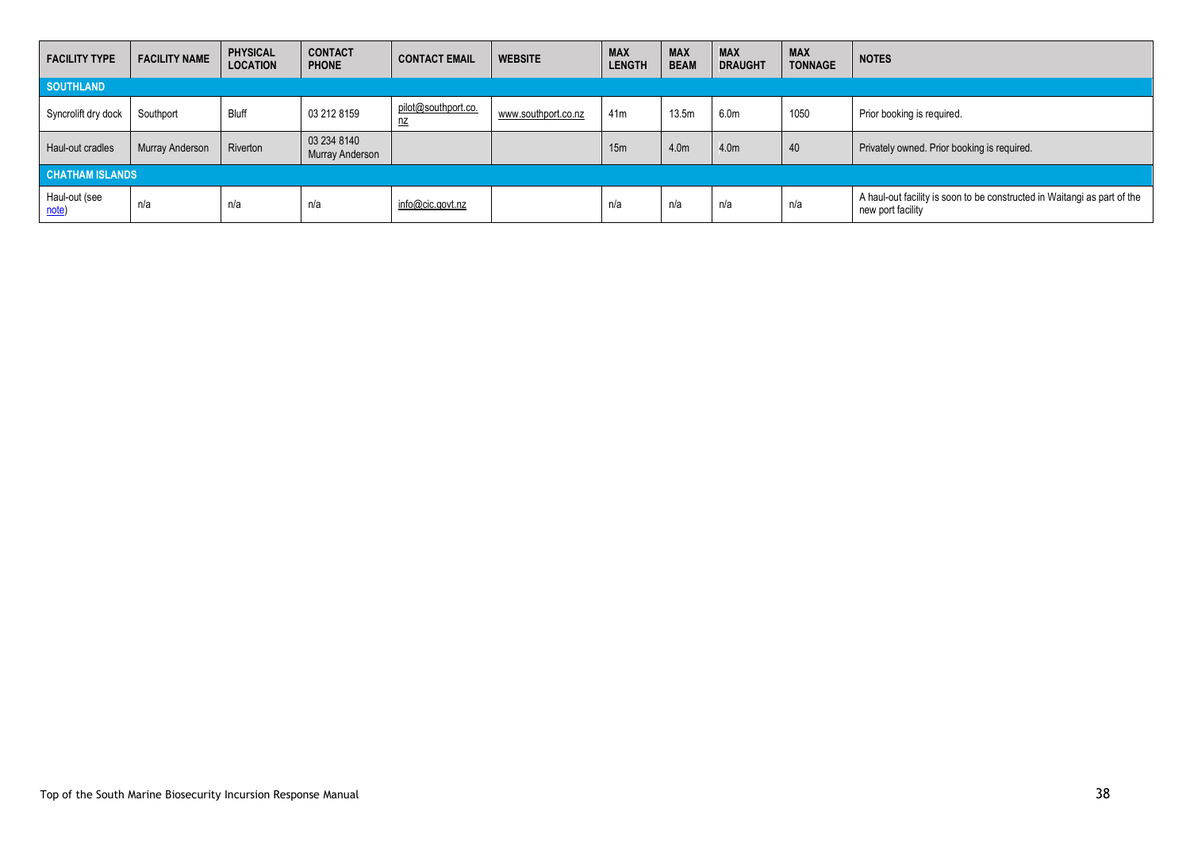| FACILITY TYPE | FACILITY NAME | PHYSICAL LOCATION | CONTACT PHONE | CONTACT EMAIL | WEBSITE | MAX LENGTH | MAX BEAM | MAX DRAUGHT | MAX TONNAGE | NOTES |
|---|---|---|---|---|---|---|---|---|---|---|
| **SOUTHLAND** | | | | | | | | | | |
| Syncrolift dry dock | Southport | Bluff | 03 212 8159 | pilot@southport.co.nz | www.southport.co.nz | 41m | 13.5m | 6.0m | 1050 | Prior booking is required. |
| Haul-out cradles | Murray Anderson | Riverton | 03 234 8140 Murray Anderson | | | 15m | 4.0m | 4.0m | 40 | Privately owned. Prior booking is required. |
| **CHATHAM ISLANDS** | | | | | | | | | | |
| Haul-out (see note) | n/a | n/a | n/a | info@cic.govt.nz | | n/a | n/a | n/a | n/a | A haul-out facility is soon to be constructed in Waitangi as part of the new port facility |